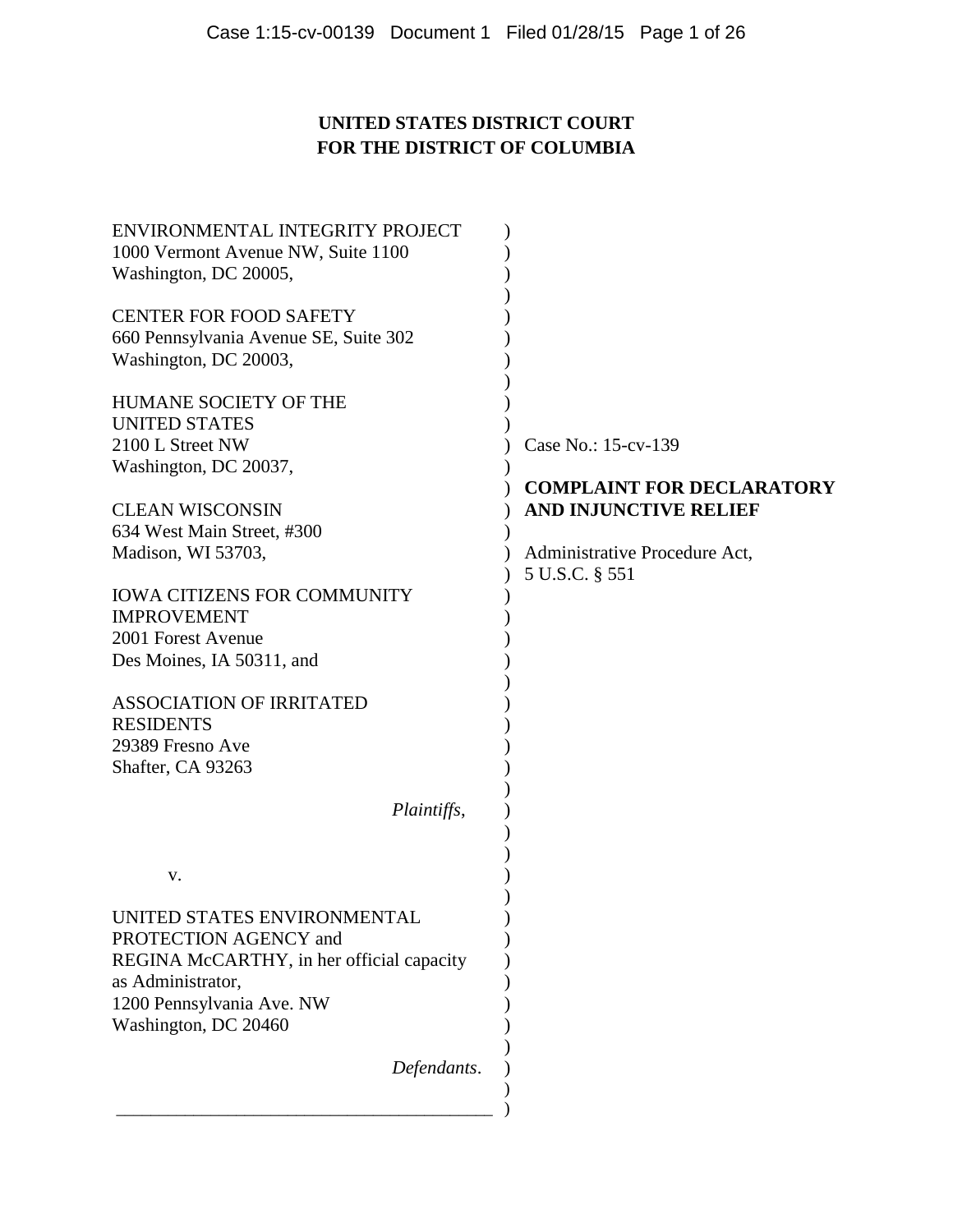**UNITED STATES DISTRICT COURT**
**FOR THE DISTRICT OF COLUMBIA**

ENVIRONMENTAL INTEGRITY PROJECT
1000 Vermont Avenue NW, Suite 1100
Washington, DC 20005,

CENTER FOR FOOD SAFETY
660 Pennsylvania Avenue SE, Suite 302
Washington, DC 20003,

HUMANE SOCIETY OF THE
UNITED STATES
2100 L Street NW
Washington, DC 20037,

CLEAN WISCONSIN
634 West Main Street, #300
Madison, WI 53703,

IOWA CITIZENS FOR COMMUNITY
IMPROVEMENT
2001 Forest Avenue
Des Moines, IA 50311, and

ASSOCIATION OF IRRITATED
RESIDENTS
29389 Fresno Ave
Shafter, CA 93263

*Plaintiffs*,

v.

UNITED STATES ENVIRONMENTAL
PROTECTION AGENCY and
REGINA McCARTHY, in her official capacity
as Administrator,
1200 Pennsylvania Ave. NW
Washington, DC 20460

*Defendants*.

Case No.: 15-cv-139

**COMPLAINT FOR DECLARATORY AND INJUNCTIVE RELIEF**

Administrative Procedure Act,
5 U.S.C. § 551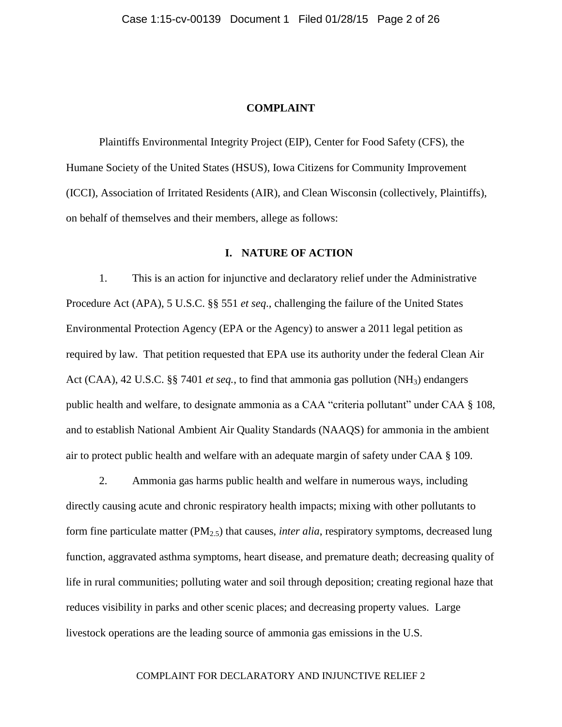# COMPLAINT

Plaintiffs Environmental Integrity Project (EIP), Center for Food Safety (CFS), the Humane Society of the United States (HSUS), Iowa Citizens for Community Improvement (ICCI), Association of Irritated Residents (AIR), and Clean Wisconsin (collectively, Plaintiffs), on behalf of themselves and their members, allege as follows:

## I. NATURE OF ACTION

1. This is an action for injunctive and declaratory relief under the Administrative Procedure Act (APA), 5 U.S.C. §§ 551 *et seq*., challenging the failure of the United States Environmental Protection Agency (EPA or the Agency) to answer a 2011 legal petition as required by law. That petition requested that EPA use its authority under the federal Clean Air Act (CAA), 42 U.S.C. §§ 7401 *et seq.*, to find that ammonia gas pollution ($NH_3$) endangers public health and welfare, to designate ammonia as a CAA "criteria pollutant" under CAA § 108, and to establish National Ambient Air Quality Standards (NAAQS) for ammonia in the ambient air to protect public health and welfare with an adequate margin of safety under CAA § 109.

2. Ammonia gas harms public health and welfare in numerous ways, including directly causing acute and chronic respiratory health impacts; mixing with other pollutants to form fine particulate matter ($PM_{2.5}$) that causes, *inter alia*, respiratory symptoms, decreased lung function, aggravated asthma symptoms, heart disease, and premature death; decreasing quality of life in rural communities; polluting water and soil through deposition; creating regional haze that reduces visibility in parks and other scenic places; and decreasing property values. Large livestock operations are the leading source of ammonia gas emissions in the U.S.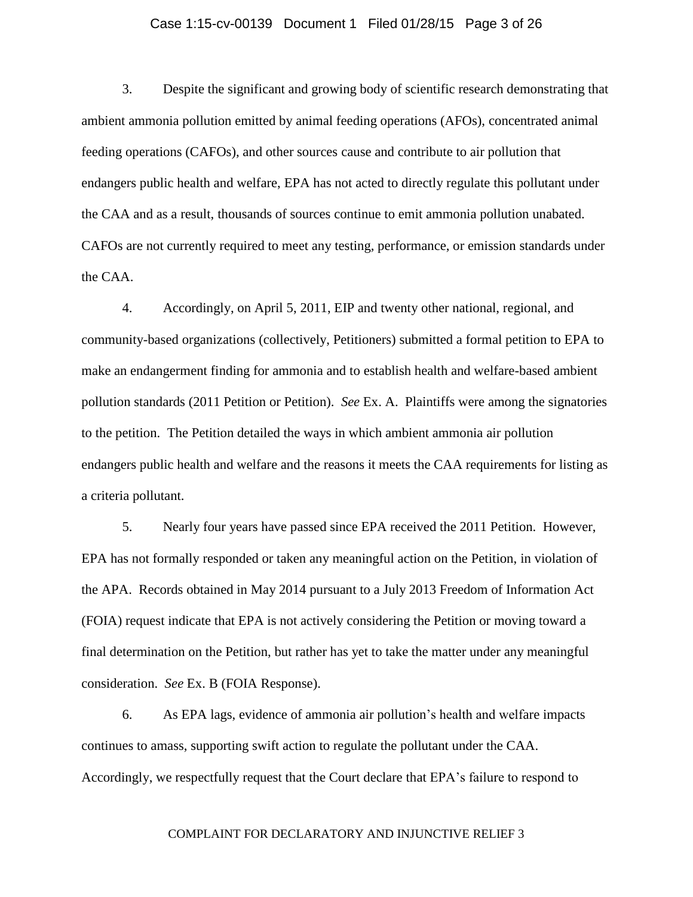3. Despite the significant and growing body of scientific research demonstrating that ambient ammonia pollution emitted by animal feeding operations (AFOs), concentrated animal feeding operations (CAFOs), and other sources cause and contribute to air pollution that endangers public health and welfare, EPA has not acted to directly regulate this pollutant under the CAA and as a result, thousands of sources continue to emit ammonia pollution unabated. CAFOs are not currently required to meet any testing, performance, or emission standards under the CAA.

4. Accordingly, on April 5, 2011, EIP and twenty other national, regional, and community-based organizations (collectively, Petitioners) submitted a formal petition to EPA to make an endangerment finding for ammonia and to establish health and welfare-based ambient pollution standards (2011 Petition or Petition). *See* Ex. A. Plaintiffs were among the signatories to the petition. The Petition detailed the ways in which ambient ammonia air pollution endangers public health and welfare and the reasons it meets the CAA requirements for listing as a criteria pollutant.

5. Nearly four years have passed since EPA received the 2011 Petition. However, EPA has not formally responded or taken any meaningful action on the Petition, in violation of the APA. Records obtained in May 2014 pursuant to a July 2013 Freedom of Information Act (FOIA) request indicate that EPA is not actively considering the Petition or moving toward a final determination on the Petition, but rather has yet to take the matter under any meaningful consideration. *See* Ex. B (FOIA Response).

6. As EPA lags, evidence of ammonia air pollution's health and welfare impacts continues to amass, supporting swift action to regulate the pollutant under the CAA. Accordingly, we respectfully request that the Court declare that EPA's failure to respond to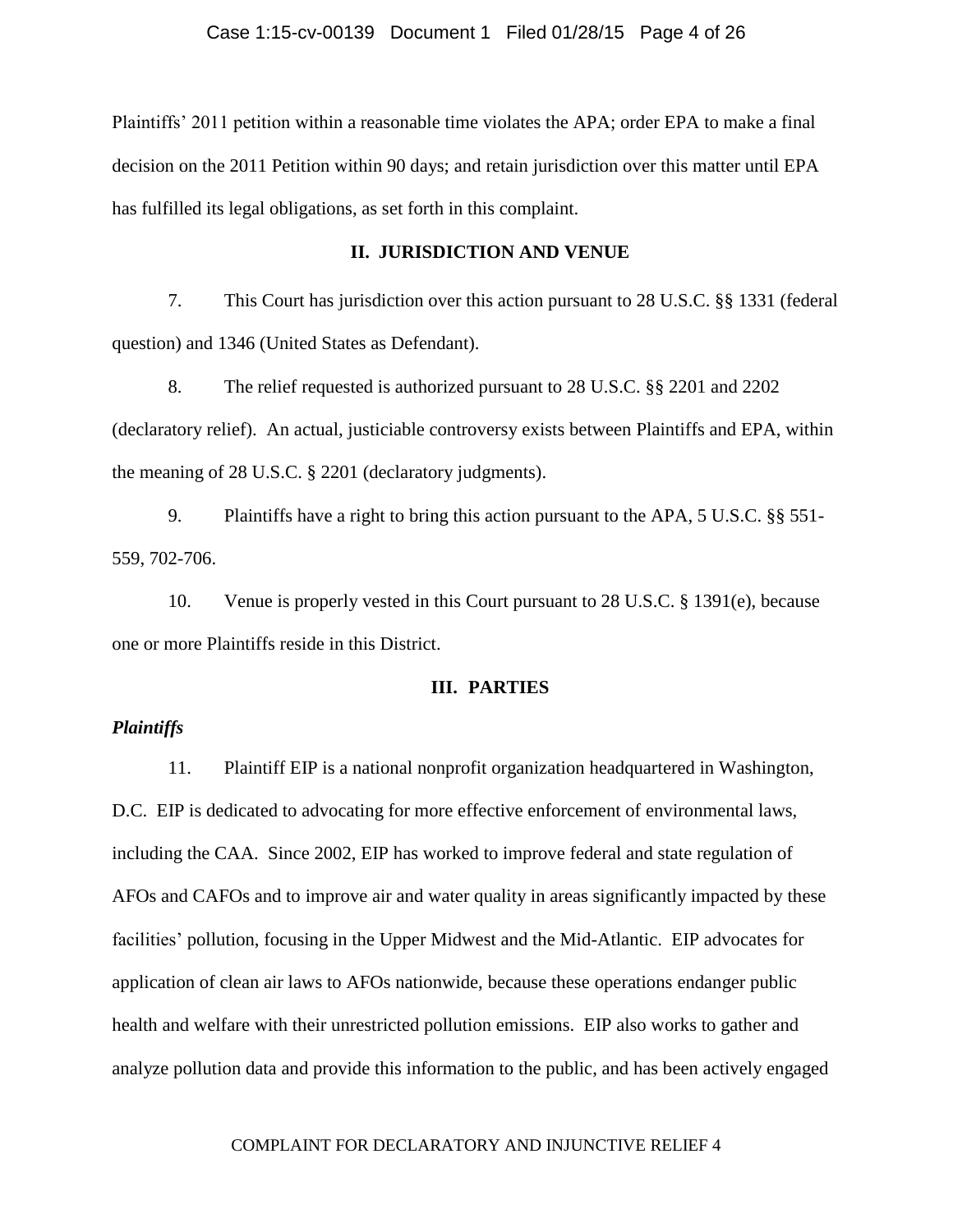Plaintiffs' 2011 petition within a reasonable time violates the APA; order EPA to make a final decision on the 2011 Petition within 90 days; and retain jurisdiction over this matter until EPA has fulfilled its legal obligations, as set forth in this complaint.

## II. JURISDICTION AND VENUE

7. This Court has jurisdiction over this action pursuant to 28 U.S.C. §§ 1331 (federal question) and 1346 (United States as Defendant).

8. The relief requested is authorized pursuant to 28 U.S.C. §§ 2201 and 2202 (declaratory relief). An actual, justiciable controversy exists between Plaintiffs and EPA, within the meaning of 28 U.S.C. § 2201 (declaratory judgments).

9. Plaintiffs have a right to bring this action pursuant to the APA, 5 U.S.C. §§ 551-559, 702-706.

10. Venue is properly vested in this Court pursuant to 28 U.S.C. § 1391(e), because one or more Plaintiffs reside in this District.

## III. PARTIES

### *Plaintiffs*

11. Plaintiff EIP is a national nonprofit organization headquartered in Washington, D.C. EIP is dedicated to advocating for more effective enforcement of environmental laws, including the CAA. Since 2002, EIP has worked to improve federal and state regulation of AFOs and CAFOs and to improve air and water quality in areas significantly impacted by these facilities' pollution, focusing in the Upper Midwest and the Mid-Atlantic. EIP advocates for application of clean air laws to AFOs nationwide, because these operations endanger public health and welfare with their unrestricted pollution emissions. EIP also works to gather and analyze pollution data and provide this information to the public, and has been actively engaged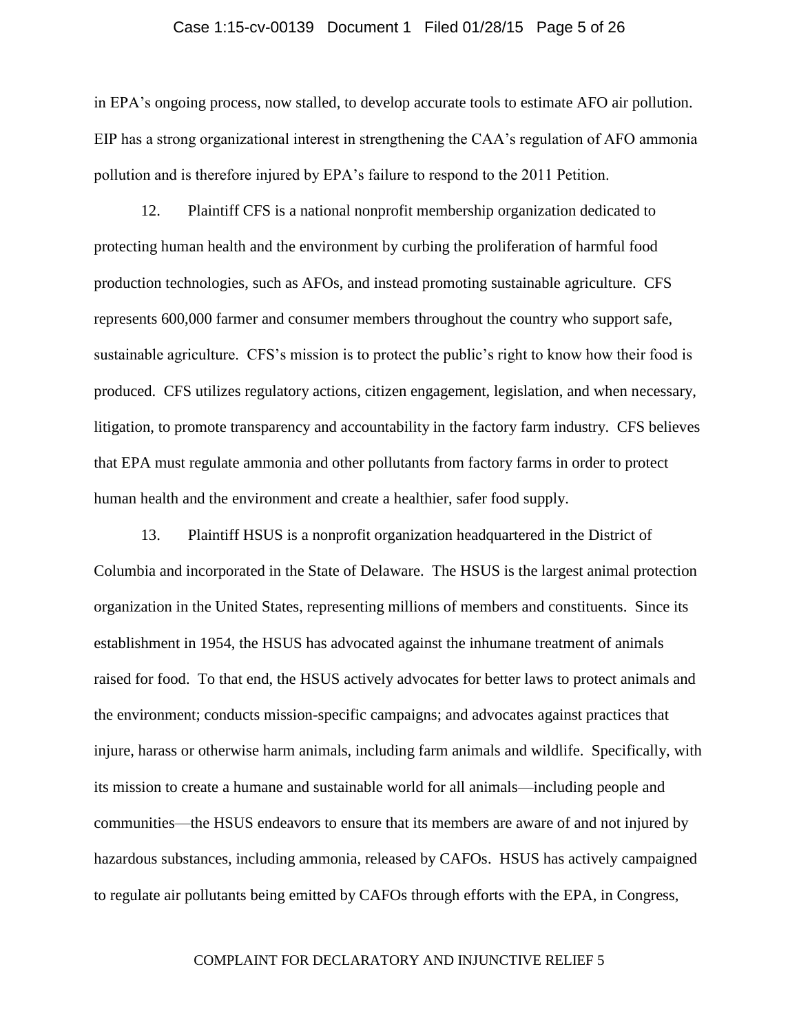in EPA's ongoing process, now stalled, to develop accurate tools to estimate AFO air pollution. EIP has a strong organizational interest in strengthening the CAA's regulation of AFO ammonia pollution and is therefore injured by EPA's failure to respond to the 2011 Petition.

12. Plaintiff CFS is a national nonprofit membership organization dedicated to protecting human health and the environment by curbing the proliferation of harmful food production technologies, such as AFOs, and instead promoting sustainable agriculture. CFS represents 600,000 farmer and consumer members throughout the country who support safe, sustainable agriculture. CFS's mission is to protect the public's right to know how their food is produced. CFS utilizes regulatory actions, citizen engagement, legislation, and when necessary, litigation, to promote transparency and accountability in the factory farm industry. CFS believes that EPA must regulate ammonia and other pollutants from factory farms in order to protect human health and the environment and create a healthier, safer food supply.

13. Plaintiff HSUS is a nonprofit organization headquartered in the District of Columbia and incorporated in the State of Delaware. The HSUS is the largest animal protection organization in the United States, representing millions of members and constituents. Since its establishment in 1954, the HSUS has advocated against the inhumane treatment of animals raised for food. To that end, the HSUS actively advocates for better laws to protect animals and the environment; conducts mission-specific campaigns; and advocates against practices that injure, harass or otherwise harm animals, including farm animals and wildlife. Specifically, with its mission to create a humane and sustainable world for all animals—including people and communities—the HSUS endeavors to ensure that its members are aware of and not injured by hazardous substances, including ammonia, released by CAFOs. HSUS has actively campaigned to regulate air pollutants being emitted by CAFOs through efforts with the EPA, in Congress,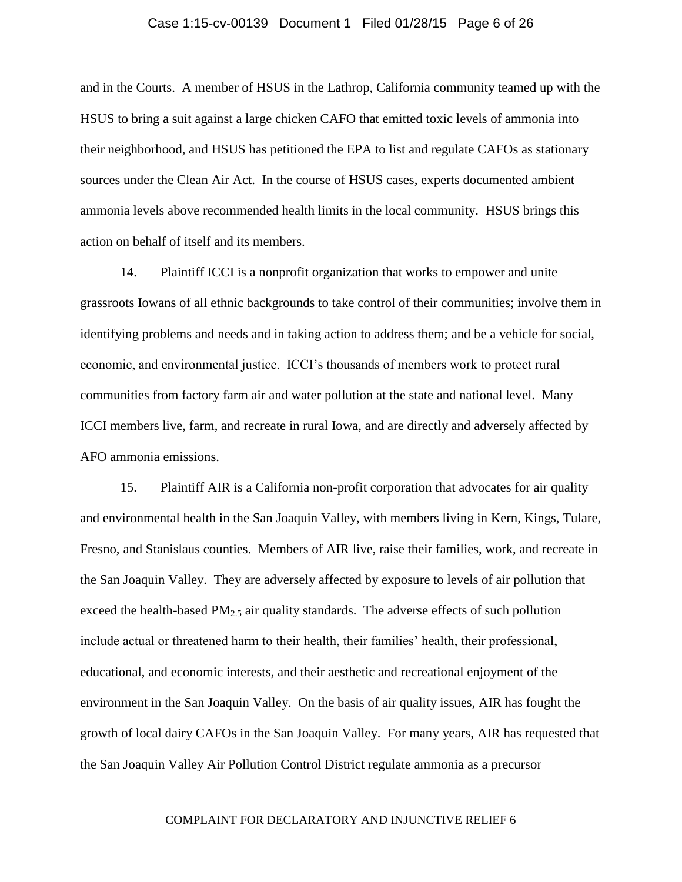and in the Courts. A member of HSUS in the Lathrop, California community teamed up with the HSUS to bring a suit against a large chicken CAFO that emitted toxic levels of ammonia into their neighborhood, and HSUS has petitioned the EPA to list and regulate CAFOs as stationary sources under the Clean Air Act. In the course of HSUS cases, experts documented ambient ammonia levels above recommended health limits in the local community. HSUS brings this action on behalf of itself and its members.

14. Plaintiff ICCI is a nonprofit organization that works to empower and unite grassroots Iowans of all ethnic backgrounds to take control of their communities; involve them in identifying problems and needs and in taking action to address them; and be a vehicle for social, economic, and environmental justice. ICCI's thousands of members work to protect rural communities from factory farm air and water pollution at the state and national level. Many ICCI members live, farm, and recreate in rural Iowa, and are directly and adversely affected by AFO ammonia emissions.

15. Plaintiff AIR is a California non-profit corporation that advocates for air quality and environmental health in the San Joaquin Valley, with members living in Kern, Kings, Tulare, Fresno, and Stanislaus counties. Members of AIR live, raise their families, work, and recreate in the San Joaquin Valley. They are adversely affected by exposure to levels of air pollution that exceed the health-based $PM_{2.5}$ air quality standards. The adverse effects of such pollution include actual or threatened harm to their health, their families' health, their professional, educational, and economic interests, and their aesthetic and recreational enjoyment of the environment in the San Joaquin Valley. On the basis of air quality issues, AIR has fought the growth of local dairy CAFOs in the San Joaquin Valley. For many years, AIR has requested that the San Joaquin Valley Air Pollution Control District regulate ammonia as a precursor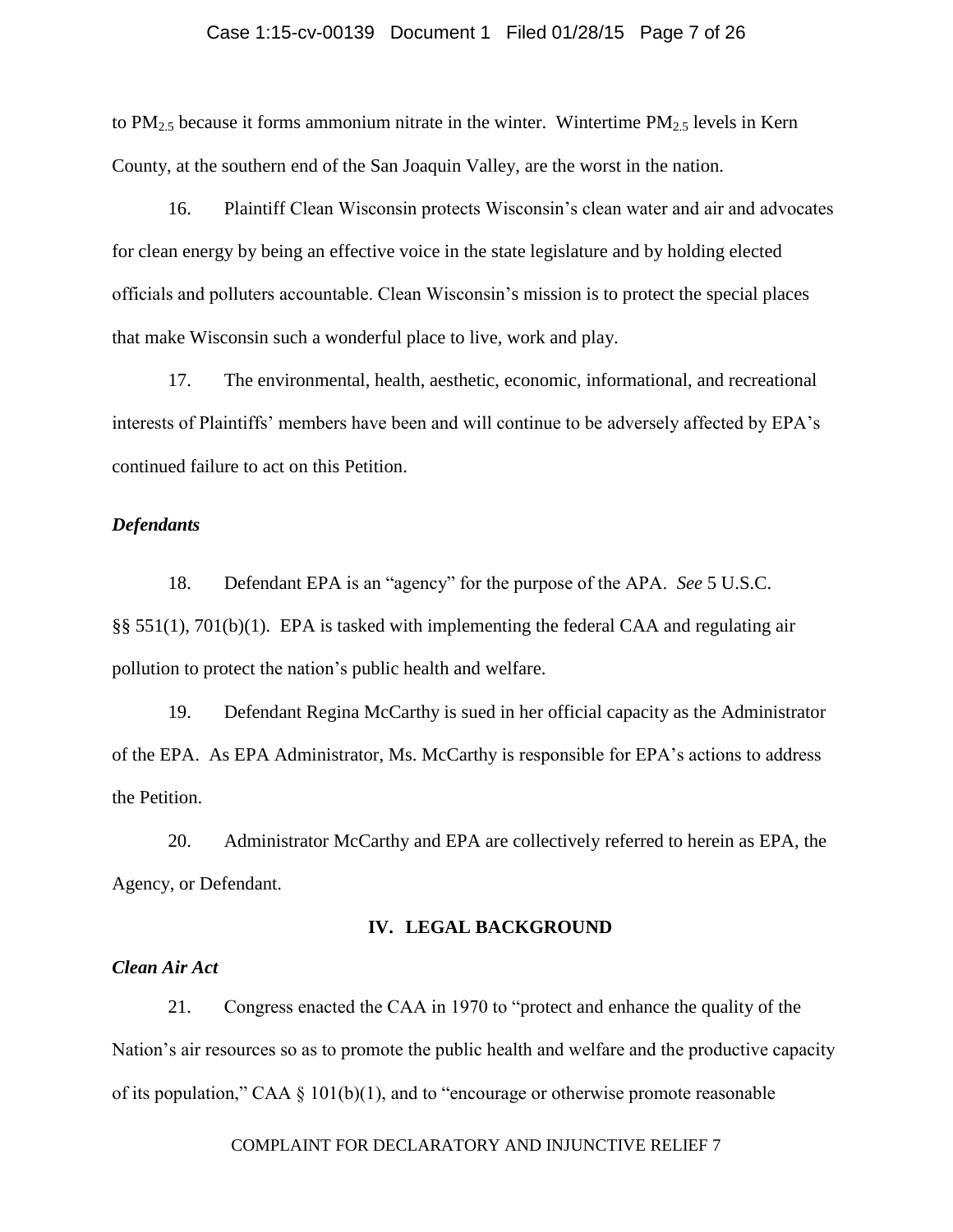to $PM_{2.5}$ because it forms ammonium nitrate in the winter. Wintertime $PM_{2.5}$ levels in Kern County, at the southern end of the San Joaquin Valley, are the worst in the nation.

16. Plaintiff Clean Wisconsin protects Wisconsin's clean water and air and advocates for clean energy by being an effective voice in the state legislature and by holding elected officials and polluters accountable. Clean Wisconsin's mission is to protect the special places that make Wisconsin such a wonderful place to live, work and play.

17. The environmental, health, aesthetic, economic, informational, and recreational interests of Plaintiffs' members have been and will continue to be adversely affected by EPA's continued failure to act on this Petition.

### *Defendants*

18. Defendant EPA is an "agency" for the purpose of the APA. *See* 5 U.S.C. §§ 551(1), 701(b)(1). EPA is tasked with implementing the federal CAA and regulating air pollution to protect the nation's public health and welfare.

19. Defendant Regina McCarthy is sued in her official capacity as the Administrator of the EPA. As EPA Administrator, Ms. McCarthy is responsible for EPA's actions to address the Petition.

20. Administrator McCarthy and EPA are collectively referred to herein as EPA, the Agency, or Defendant.

## IV. LEGAL BACKGROUND

### *Clean Air Act*

21. Congress enacted the CAA in 1970 to "protect and enhance the quality of the Nation's air resources so as to promote the public health and welfare and the productive capacity of its population," CAA § 101(b)(1), and to "encourage or otherwise promote reasonable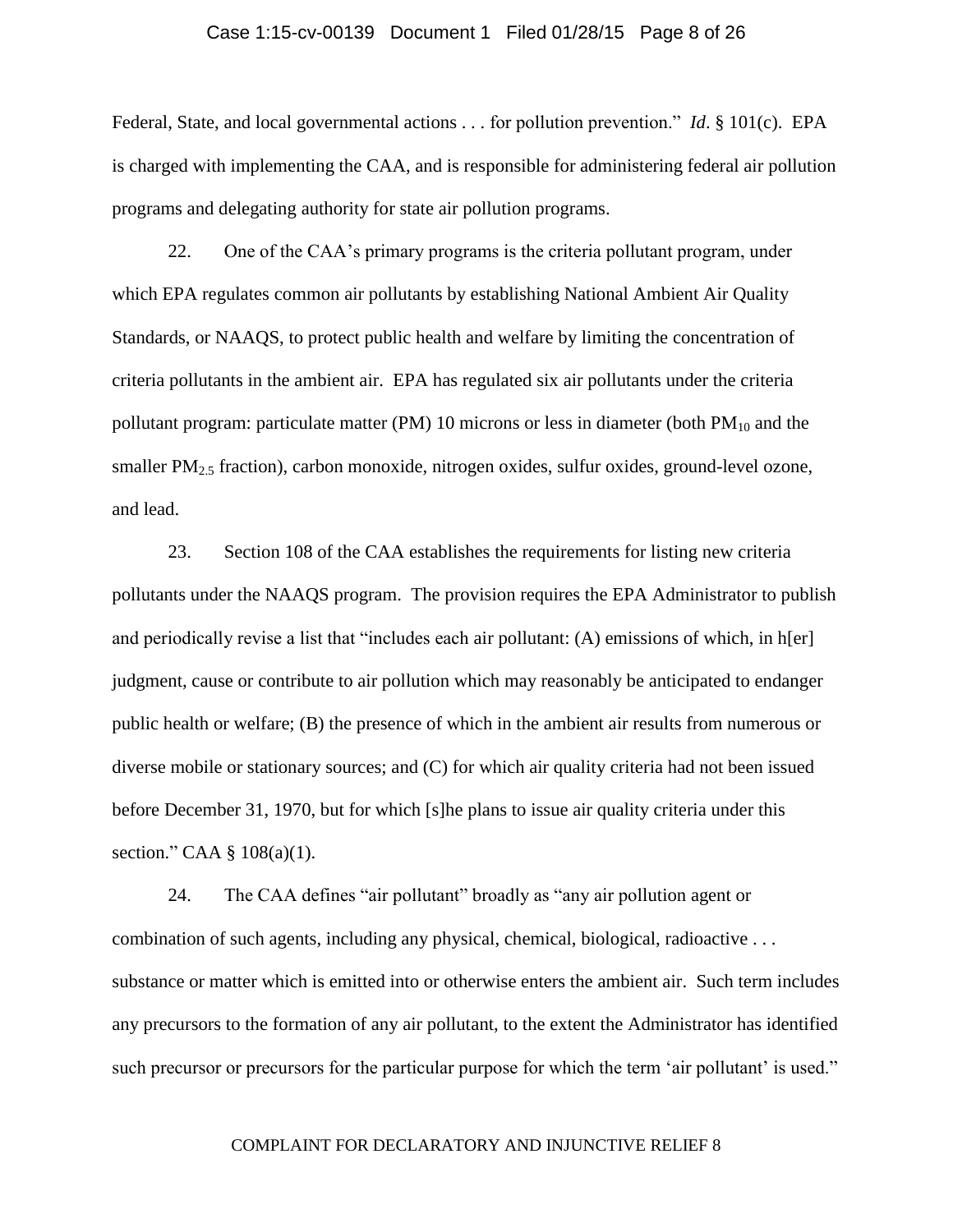Federal, State, and local governmental actions . . . for pollution prevention." *Id*. § 101(c). EPA is charged with implementing the CAA, and is responsible for administering federal air pollution programs and delegating authority for state air pollution programs.

22. One of the CAA's primary programs is the criteria pollutant program, under which EPA regulates common air pollutants by establishing National Ambient Air Quality Standards, or NAAQS, to protect public health and welfare by limiting the concentration of criteria pollutants in the ambient air. EPA has regulated six air pollutants under the criteria pollutant program: particulate matter (PM) 10 microns or less in diameter (both $PM_{10}$ and the smaller $PM_{2.5}$ fraction), carbon monoxide, nitrogen oxides, sulfur oxides, ground-level ozone, and lead.

23. Section 108 of the CAA establishes the requirements for listing new criteria pollutants under the NAAQS program. The provision requires the EPA Administrator to publish and periodically revise a list that "includes each air pollutant: (A) emissions of which, in h[er] judgment, cause or contribute to air pollution which may reasonably be anticipated to endanger public health or welfare; (B) the presence of which in the ambient air results from numerous or diverse mobile or stationary sources; and (C) for which air quality criteria had not been issued before December 31, 1970, but for which [s]he plans to issue air quality criteria under this section." CAA § 108(a)(1).

24. The CAA defines "air pollutant" broadly as "any air pollution agent or combination of such agents, including any physical, chemical, biological, radioactive . . . substance or matter which is emitted into or otherwise enters the ambient air. Such term includes any precursors to the formation of any air pollutant, to the extent the Administrator has identified such precursor or precursors for the particular purpose for which the term 'air pollutant' is used."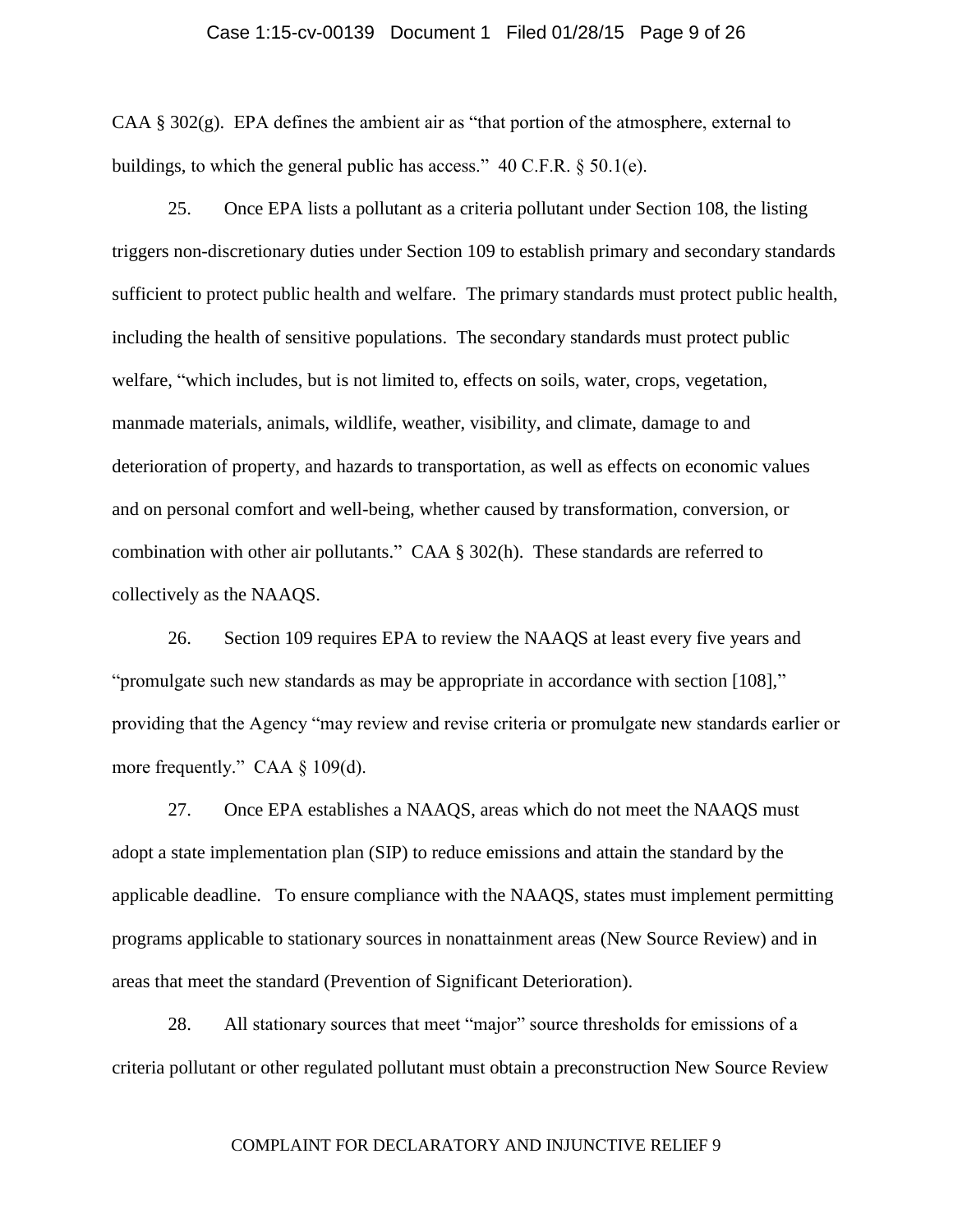CAA § 302(g). EPA defines the ambient air as "that portion of the atmosphere, external to buildings, to which the general public has access." 40 C.F.R. § 50.1(e).

25. Once EPA lists a pollutant as a criteria pollutant under Section 108, the listing triggers non-discretionary duties under Section 109 to establish primary and secondary standards sufficient to protect public health and welfare. The primary standards must protect public health, including the health of sensitive populations. The secondary standards must protect public welfare, "which includes, but is not limited to, effects on soils, water, crops, vegetation, manmade materials, animals, wildlife, weather, visibility, and climate, damage to and deterioration of property, and hazards to transportation, as well as effects on economic values and on personal comfort and well-being, whether caused by transformation, conversion, or combination with other air pollutants." CAA § 302(h). These standards are referred to collectively as the NAAQS.

26. Section 109 requires EPA to review the NAAQS at least every five years and "promulgate such new standards as may be appropriate in accordance with section [108]," providing that the Agency "may review and revise criteria or promulgate new standards earlier or more frequently." CAA § 109(d).

27. Once EPA establishes a NAAQS, areas which do not meet the NAAQS must adopt a state implementation plan (SIP) to reduce emissions and attain the standard by the applicable deadline. To ensure compliance with the NAAQS, states must implement permitting programs applicable to stationary sources in nonattainment areas (New Source Review) and in areas that meet the standard (Prevention of Significant Deterioration).

28. All stationary sources that meet "major" source thresholds for emissions of a criteria pollutant or other regulated pollutant must obtain a preconstruction New Source Review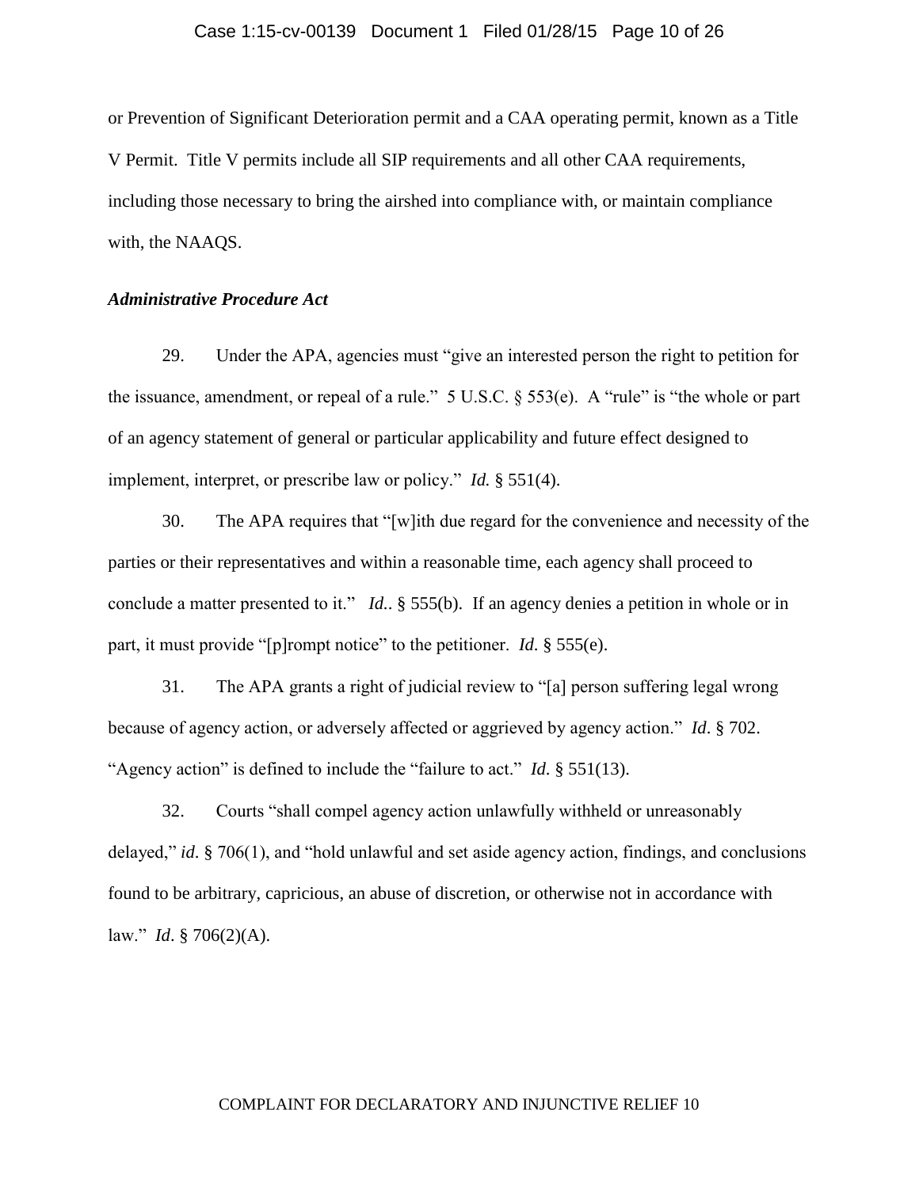or Prevention of Significant Deterioration permit and a CAA operating permit, known as a Title V Permit. Title V permits include all SIP requirements and all other CAA requirements, including those necessary to bring the airshed into compliance with, or maintain compliance with, the NAAQS.

***Administrative Procedure Act***

29. Under the APA, agencies must "give an interested person the right to petition for the issuance, amendment, or repeal of a rule." 5 U.S.C. § 553(e). A "rule" is "the whole or part of an agency statement of general or particular applicability and future effect designed to implement, interpret, or prescribe law or policy." *Id.* § 551(4).

30. The APA requires that "[w]ith due regard for the convenience and necessity of the parties or their representatives and within a reasonable time, each agency shall proceed to conclude a matter presented to it." *Id.*. § 555(b). If an agency denies a petition in whole or in part, it must provide "[p]rompt notice" to the petitioner. *Id.* § 555(e).

31. The APA grants a right of judicial review to "[a] person suffering legal wrong because of agency action, or adversely affected or aggrieved by agency action." *Id*. § 702. "Agency action" is defined to include the "failure to act." *Id.* § 551(13).

32. Courts "shall compel agency action unlawfully withheld or unreasonably delayed," *id*. § 706(1), and "hold unlawful and set aside agency action, findings, and conclusions found to be arbitrary, capricious, an abuse of discretion, or otherwise not in accordance with law." *Id*. § 706(2)(A).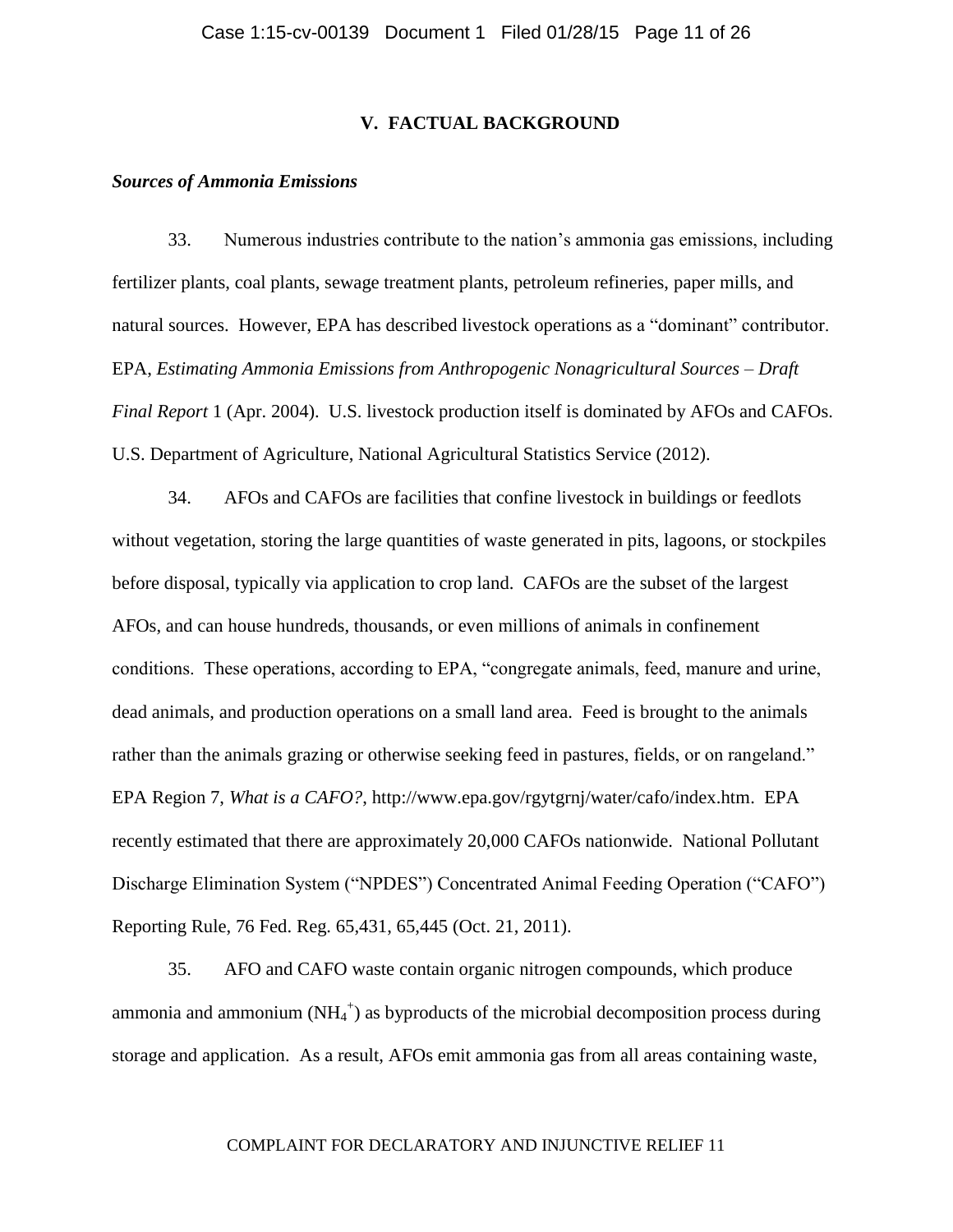## V. FACTUAL BACKGROUND

### *Sources of Ammonia Emissions*

33. Numerous industries contribute to the nation's ammonia gas emissions, including fertilizer plants, coal plants, sewage treatment plants, petroleum refineries, paper mills, and natural sources. However, EPA has described livestock operations as a "dominant" contributor. EPA, *Estimating Ammonia Emissions from Anthropogenic Nonagricultural Sources – Draft Final Report* 1 (Apr. 2004). U.S. livestock production itself is dominated by AFOs and CAFOs. U.S. Department of Agriculture, National Agricultural Statistics Service (2012).

34. AFOs and CAFOs are facilities that confine livestock in buildings or feedlots without vegetation, storing the large quantities of waste generated in pits, lagoons, or stockpiles before disposal, typically via application to crop land. CAFOs are the subset of the largest AFOs, and can house hundreds, thousands, or even millions of animals in confinement conditions. These operations, according to EPA, "congregate animals, feed, manure and urine, dead animals, and production operations on a small land area. Feed is brought to the animals rather than the animals grazing or otherwise seeking feed in pastures, fields, or on rangeland." EPA Region 7, *What is a CAFO?*, http://www.epa.gov/rgytgrnj/water/cafo/index.htm. EPA recently estimated that there are approximately 20,000 CAFOs nationwide. National Pollutant Discharge Elimination System ("NPDES") Concentrated Animal Feeding Operation ("CAFO") Reporting Rule, 76 Fed. Reg. 65,431, 65,445 (Oct. 21, 2011).

35. AFO and CAFO waste contain organic nitrogen compounds, which produce ammonia and ammonium ($NH_4^+$) as byproducts of the microbial decomposition process during storage and application. As a result, AFOs emit ammonia gas from all areas containing waste,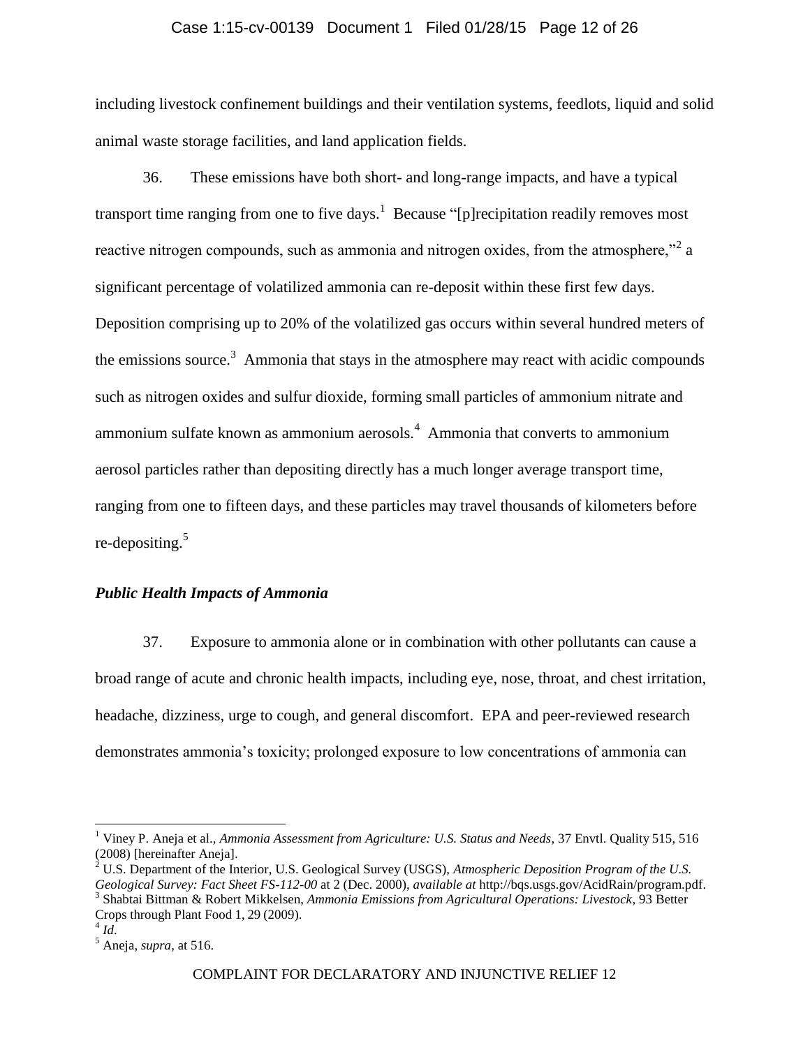including livestock confinement buildings and their ventilation systems, feedlots, liquid and solid animal waste storage facilities, and land application fields.

36. These emissions have both short- and long-range impacts, and have a typical transport time ranging from one to five days.[1] Because "[p]recipitation readily removes most reactive nitrogen compounds, such as ammonia and nitrogen oxides, from the atmosphere,"[2] a significant percentage of volatilized ammonia can re-deposit within these first few days. Deposition comprising up to 20% of the volatilized gas occurs within several hundred meters of the emissions source.[3] Ammonia that stays in the atmosphere may react with acidic compounds such as nitrogen oxides and sulfur dioxide, forming small particles of ammonium nitrate and ammonium sulfate known as ammonium aerosols.[4] Ammonia that converts to ammonium aerosol particles rather than depositing directly has a much longer average transport time, ranging from one to fifteen days, and these particles may travel thousands of kilometers before re-depositing.[5]

### *Public Health Impacts of Ammonia*

37. Exposure to ammonia alone or in combination with other pollutants can cause a broad range of acute and chronic health impacts, including eye, nose, throat, and chest irritation, headache, dizziness, urge to cough, and general discomfort. EPA and peer-reviewed research demonstrates ammonia's toxicity; prolonged exposure to low concentrations of ammonia can

---

[1] Viney P. Aneja et al., *Ammonia Assessment from Agriculture: U.S. Status and Needs*, 37 Envtl. Quality 515, 516 (2008) [hereinafter Aneja].

[2] U.S. Department of the Interior, U.S. Geological Survey (USGS), *Atmospheric Deposition Program of the U.S. Geological Survey: Fact Sheet FS-112-00* at 2 (Dec. 2000), *available at* http://bqs.usgs.gov/AcidRain/program.pdf.

[3] Shabtai Bittman & Robert Mikkelsen, *Ammonia Emissions from Agricultural Operations: Livestock*, 93 Better Crops through Plant Food 1, 29 (2009).

[4] *Id*.

[5] Aneja, *supra*, at 516.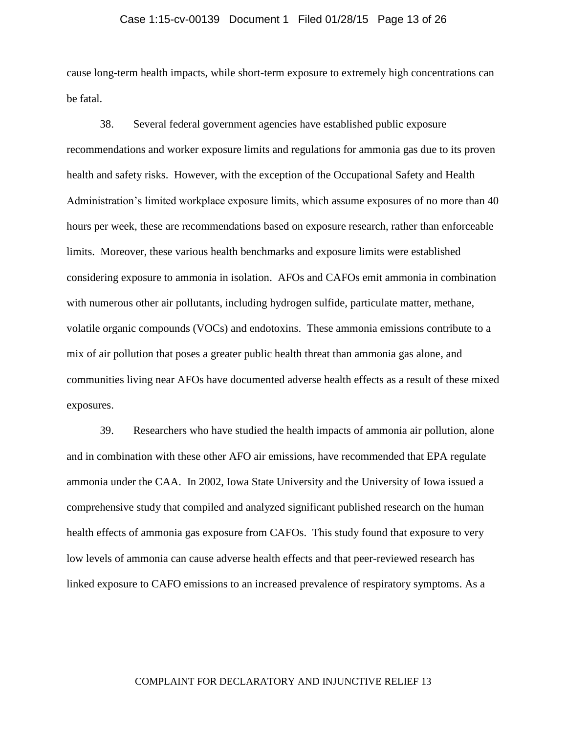cause long-term health impacts, while short-term exposure to extremely high concentrations can be fatal.

38. Several federal government agencies have established public exposure recommendations and worker exposure limits and regulations for ammonia gas due to its proven health and safety risks. However, with the exception of the Occupational Safety and Health Administration's limited workplace exposure limits, which assume exposures of no more than 40 hours per week, these are recommendations based on exposure research, rather than enforceable limits. Moreover, these various health benchmarks and exposure limits were established considering exposure to ammonia in isolation. AFOs and CAFOs emit ammonia in combination with numerous other air pollutants, including hydrogen sulfide, particulate matter, methane, volatile organic compounds (VOCs) and endotoxins. These ammonia emissions contribute to a mix of air pollution that poses a greater public health threat than ammonia gas alone, and communities living near AFOs have documented adverse health effects as a result of these mixed exposures.

39. Researchers who have studied the health impacts of ammonia air pollution, alone and in combination with these other AFO air emissions, have recommended that EPA regulate ammonia under the CAA. In 2002, Iowa State University and the University of Iowa issued a comprehensive study that compiled and analyzed significant published research on the human health effects of ammonia gas exposure from CAFOs. This study found that exposure to very low levels of ammonia can cause adverse health effects and that peer-reviewed research has linked exposure to CAFO emissions to an increased prevalence of respiratory symptoms. As a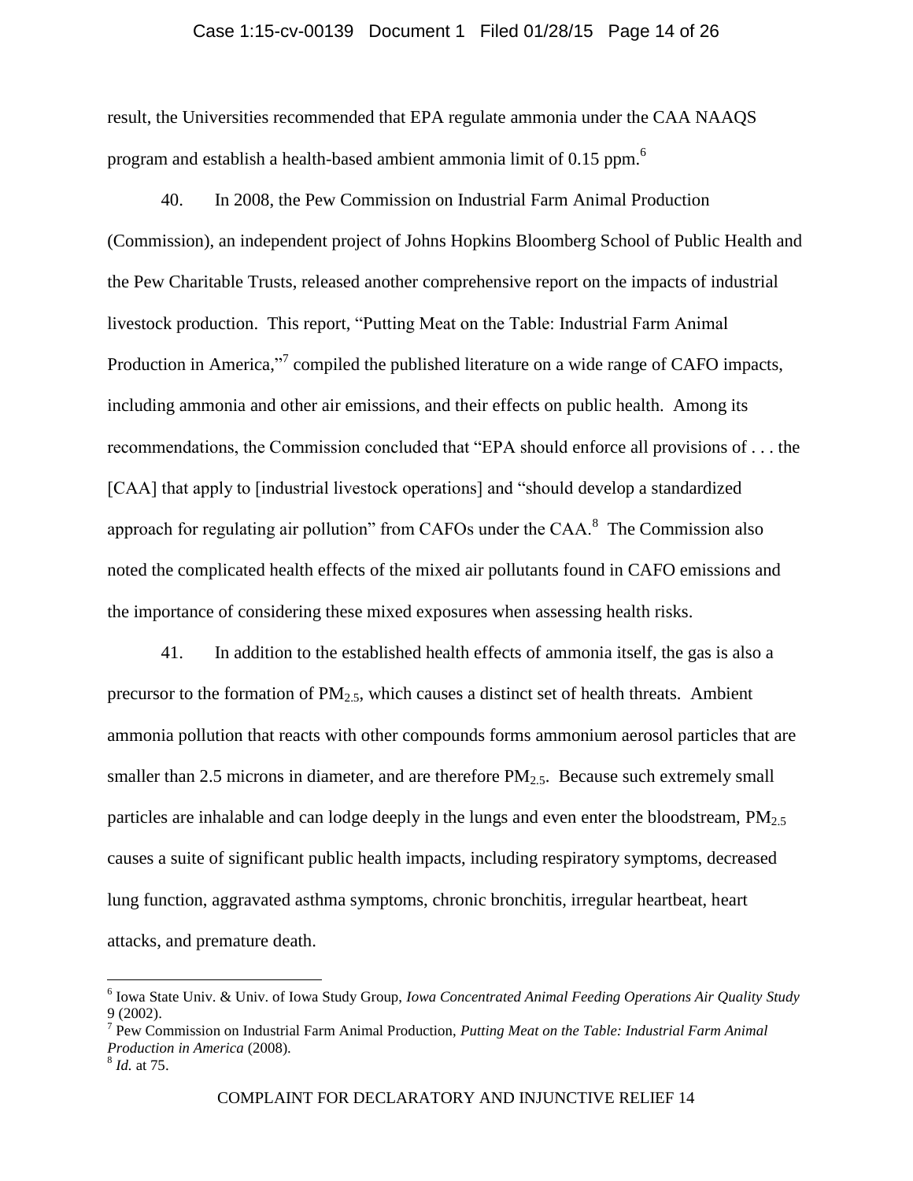result, the Universities recommended that EPA regulate ammonia under the CAA NAAQS program and establish a health-based ambient ammonia limit of 0.15 ppm.[6]

40. In 2008, the Pew Commission on Industrial Farm Animal Production (Commission), an independent project of Johns Hopkins Bloomberg School of Public Health and the Pew Charitable Trusts, released another comprehensive report on the impacts of industrial livestock production. This report, "Putting Meat on the Table: Industrial Farm Animal Production in America,"[7] compiled the published literature on a wide range of CAFO impacts, including ammonia and other air emissions, and their effects on public health. Among its recommendations, the Commission concluded that "EPA should enforce all provisions of . . . the [CAA] that apply to [industrial livestock operations] and "should develop a standardized approach for regulating air pollution" from CAFOs under the CAA.[8] The Commission also noted the complicated health effects of the mixed air pollutants found in CAFO emissions and the importance of considering these mixed exposures when assessing health risks.

41. In addition to the established health effects of ammonia itself, the gas is also a precursor to the formation of $PM_{2.5}$, which causes a distinct set of health threats. Ambient ammonia pollution that reacts with other compounds forms ammonium aerosol particles that are smaller than 2.5 microns in diameter, and are therefore $PM_{2.5}$. Because such extremely small particles are inhalable and can lodge deeply in the lungs and even enter the bloodstream, $PM_{2.5}$ causes a suite of significant public health impacts, including respiratory symptoms, decreased lung function, aggravated asthma symptoms, chronic bronchitis, irregular heartbeat, heart attacks, and premature death.

---

[6] Iowa State Univ. & Univ. of Iowa Study Group, *Iowa Concentrated Animal Feeding Operations Air Quality Study* 9 (2002).

[7] Pew Commission on Industrial Farm Animal Production, *Putting Meat on the Table: Industrial Farm Animal Production in America* (2008).

[8] *Id.* at 75.

COMPLAINT FOR DECLARATORY AND INJUNCTIVE RELIEF 14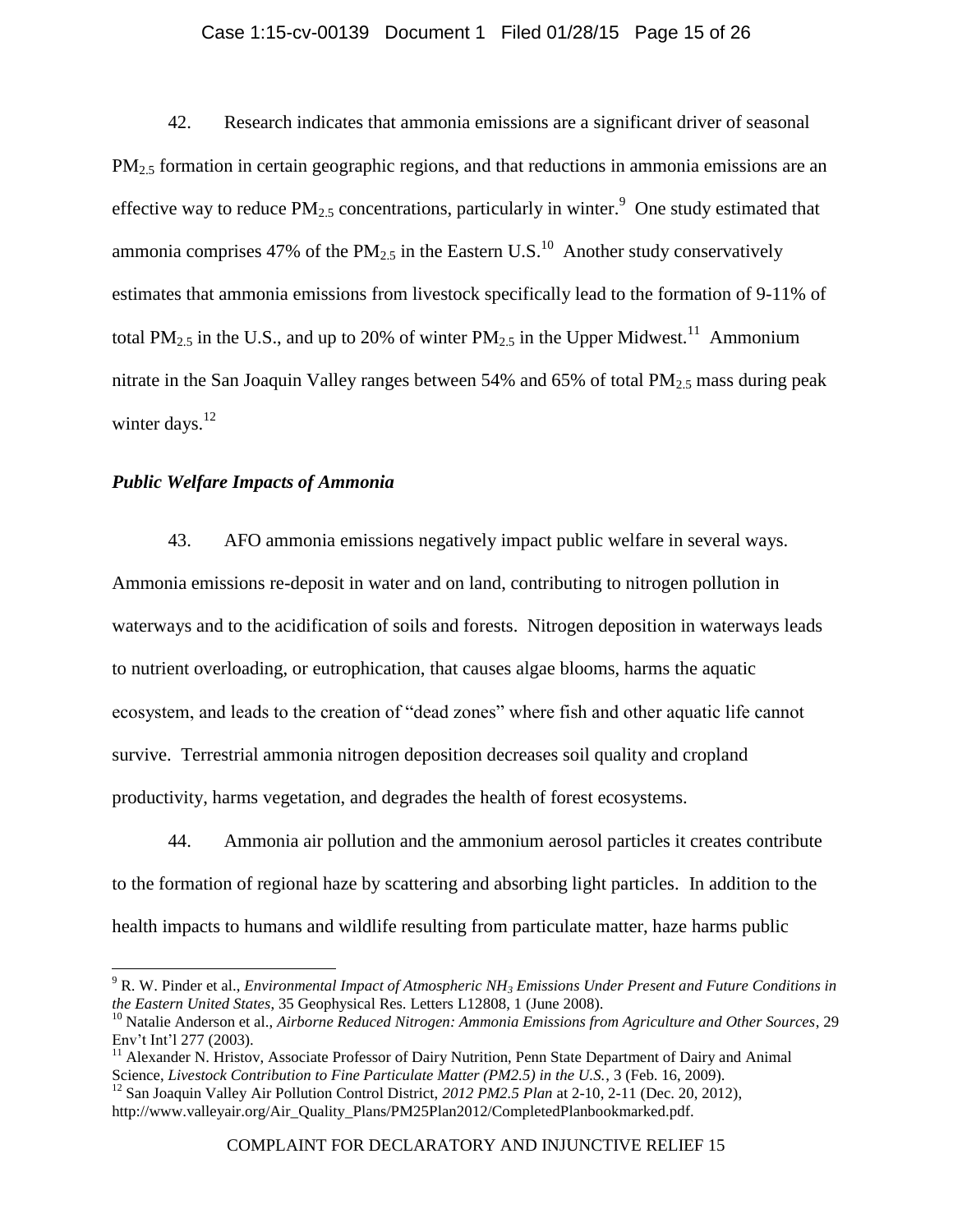42. Research indicates that ammonia emissions are a significant driver of seasonal $PM_{2.5}$ formation in certain geographic regions, and that reductions in ammonia emissions are an effective way to reduce $PM_{2.5}$ concentrations, particularly in winter.[9] One study estimated that ammonia comprises 47% of the $PM_{2.5}$ in the Eastern U.S.[10] Another study conservatively estimates that ammonia emissions from livestock specifically lead to the formation of 9-11% of total $PM_{2.5}$ in the U.S., and up to 20% of winter $PM_{2.5}$ in the Upper Midwest.[11] Ammonium nitrate in the San Joaquin Valley ranges between 54% and 65% of total $PM_{2.5}$ mass during peak winter days.[12]

### *Public Welfare Impacts of Ammonia*

43. AFO ammonia emissions negatively impact public welfare in several ways. Ammonia emissions re-deposit in water and on land, contributing to nitrogen pollution in waterways and to the acidification of soils and forests. Nitrogen deposition in waterways leads to nutrient overloading, or eutrophication, that causes algae blooms, harms the aquatic ecosystem, and leads to the creation of "dead zones" where fish and other aquatic life cannot survive. Terrestrial ammonia nitrogen deposition decreases soil quality and cropland productivity, harms vegetation, and degrades the health of forest ecosystems.

44. Ammonia air pollution and the ammonium aerosol particles it creates contribute to the formation of regional haze by scattering and absorbing light particles. In addition to the health impacts to humans and wildlife resulting from particulate matter, haze harms public

---

[9] R. W. Pinder et al., *Environmental Impact of Atmospheric $NH_3$ Emissions Under Present and Future Conditions in the Eastern United States*, 35 Geophysical Res. Letters L12808, 1 (June 2008).

[10] Natalie Anderson et al., *Airborne Reduced Nitrogen: Ammonia Emissions from Agriculture and Other Sources*, 29 Env't Int'l 277 (2003).

[11] Alexander N. Hristov, Associate Professor of Dairy Nutrition, Penn State Department of Dairy and Animal Science, *Livestock Contribution to Fine Particulate Matter (PM2.5) in the U.S.*, 3 (Feb. 16, 2009).

[12] San Joaquin Valley Air Pollution Control District, *2012 PM2.5 Plan* at 2-10, 2-11 (Dec. 20, 2012), http://www.valleyair.org/Air_Quality_Plans/PM25Plan2012/CompletedPlanbookmarked.pdf.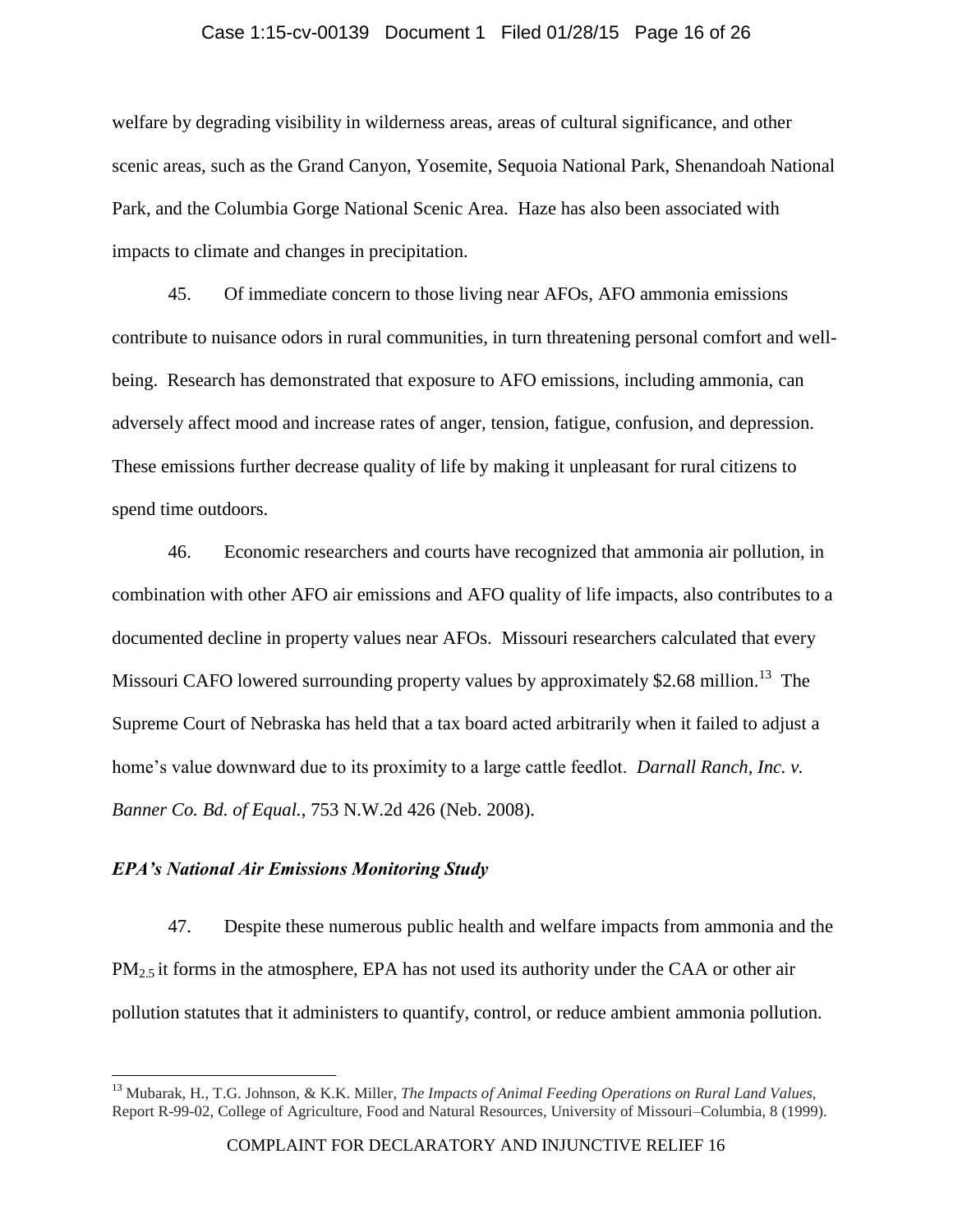welfare by degrading visibility in wilderness areas, areas of cultural significance, and other scenic areas, such as the Grand Canyon, Yosemite, Sequoia National Park, Shenandoah National Park, and the Columbia Gorge National Scenic Area. Haze has also been associated with impacts to climate and changes in precipitation.

45. Of immediate concern to those living near AFOs, AFO ammonia emissions contribute to nuisance odors in rural communities, in turn threatening personal comfort and well-being. Research has demonstrated that exposure to AFO emissions, including ammonia, can adversely affect mood and increase rates of anger, tension, fatigue, confusion, and depression. These emissions further decrease quality of life by making it unpleasant for rural citizens to spend time outdoors.

46. Economic researchers and courts have recognized that ammonia air pollution, in combination with other AFO air emissions and AFO quality of life impacts, also contributes to a documented decline in property values near AFOs. Missouri researchers calculated that every Missouri CAFO lowered surrounding property values by approximately $2.68 million.[13] The Supreme Court of Nebraska has held that a tax board acted arbitrarily when it failed to adjust a home's value downward due to its proximity to a large cattle feedlot. *Darnall Ranch, Inc. v. Banner Co. Bd. of Equal.*, 753 N.W.2d 426 (Neb. 2008).

### *EPA's National Air Emissions Monitoring Study*

47. Despite these numerous public health and welfare impacts from ammonia and the $PM_{2.5}$ it forms in the atmosphere, EPA has not used its authority under the CAA or other air pollution statutes that it administers to quantify, control, or reduce ambient ammonia pollution.

---

[13] Mubarak, H., T.G. Johnson, & K.K. Miller, *The Impacts of Animal Feeding Operations on Rural Land Values*, Report R-99-02, College of Agriculture, Food and Natural Resources, University of Missouri–Columbia, 8 (1999).

COMPLAINT FOR DECLARATORY AND INJUNCTIVE RELIEF 16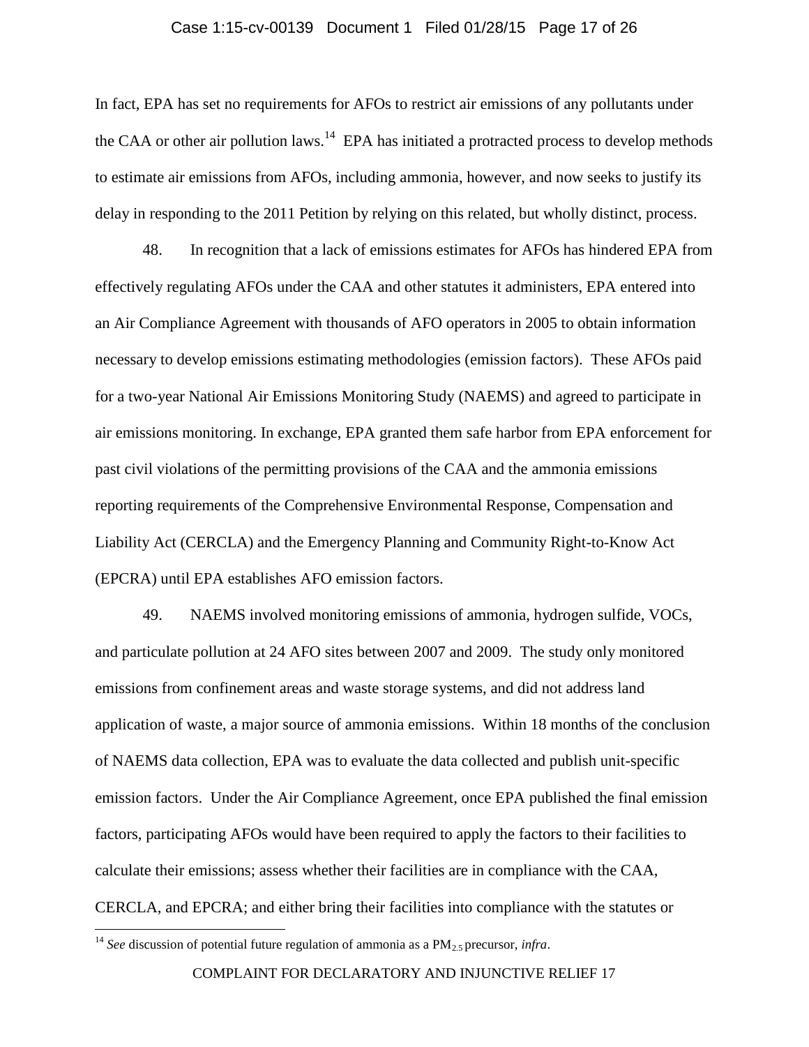In fact, EPA has set no requirements for AFOs to restrict air emissions of any pollutants under the CAA or other air pollution laws.[14] EPA has initiated a protracted process to develop methods to estimate air emissions from AFOs, including ammonia, however, and now seeks to justify its delay in responding to the 2011 Petition by relying on this related, but wholly distinct, process.

48. In recognition that a lack of emissions estimates for AFOs has hindered EPA from effectively regulating AFOs under the CAA and other statutes it administers, EPA entered into an Air Compliance Agreement with thousands of AFO operators in 2005 to obtain information necessary to develop emissions estimating methodologies (emission factors). These AFOs paid for a two-year National Air Emissions Monitoring Study (NAEMS) and agreed to participate in air emissions monitoring. In exchange, EPA granted them safe harbor from EPA enforcement for past civil violations of the permitting provisions of the CAA and the ammonia emissions reporting requirements of the Comprehensive Environmental Response, Compensation and Liability Act (CERCLA) and the Emergency Planning and Community Right-to-Know Act (EPCRA) until EPA establishes AFO emission factors.

49. NAEMS involved monitoring emissions of ammonia, hydrogen sulfide, VOCs, and particulate pollution at 24 AFO sites between 2007 and 2009. The study only monitored emissions from confinement areas and waste storage systems, and did not address land application of waste, a major source of ammonia emissions. Within 18 months of the conclusion of NAEMS data collection, EPA was to evaluate the data collected and publish unit-specific emission factors. Under the Air Compliance Agreement, once EPA published the final emission factors, participating AFOs would have been required to apply the factors to their facilities to calculate their emissions; assess whether their facilities are in compliance with the CAA, CERCLA, and EPCRA; and either bring their facilities into compliance with the statutes or

---

[14] *See* discussion of potential future regulation of ammonia as a $PM_{2.5}$ precursor, *infra*.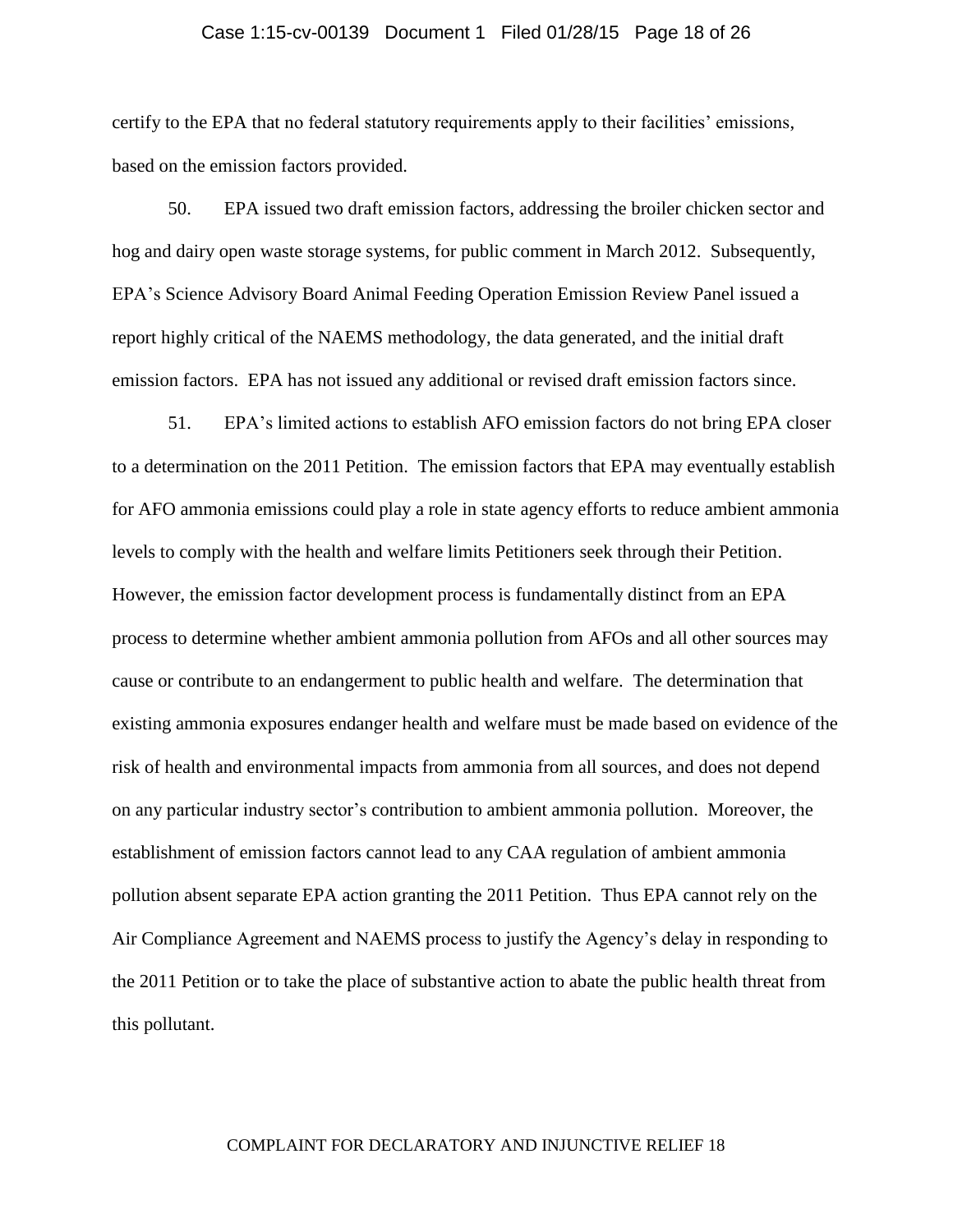certify to the EPA that no federal statutory requirements apply to their facilities' emissions, based on the emission factors provided.

50. EPA issued two draft emission factors, addressing the broiler chicken sector and hog and dairy open waste storage systems, for public comment in March 2012. Subsequently, EPA's Science Advisory Board Animal Feeding Operation Emission Review Panel issued a report highly critical of the NAEMS methodology, the data generated, and the initial draft emission factors. EPA has not issued any additional or revised draft emission factors since.

51. EPA's limited actions to establish AFO emission factors do not bring EPA closer to a determination on the 2011 Petition. The emission factors that EPA may eventually establish for AFO ammonia emissions could play a role in state agency efforts to reduce ambient ammonia levels to comply with the health and welfare limits Petitioners seek through their Petition. However, the emission factor development process is fundamentally distinct from an EPA process to determine whether ambient ammonia pollution from AFOs and all other sources may cause or contribute to an endangerment to public health and welfare. The determination that existing ammonia exposures endanger health and welfare must be made based on evidence of the risk of health and environmental impacts from ammonia from all sources, and does not depend on any particular industry sector's contribution to ambient ammonia pollution. Moreover, the establishment of emission factors cannot lead to any CAA regulation of ambient ammonia pollution absent separate EPA action granting the 2011 Petition. Thus EPA cannot rely on the Air Compliance Agreement and NAEMS process to justify the Agency's delay in responding to the 2011 Petition or to take the place of substantive action to abate the public health threat from this pollutant.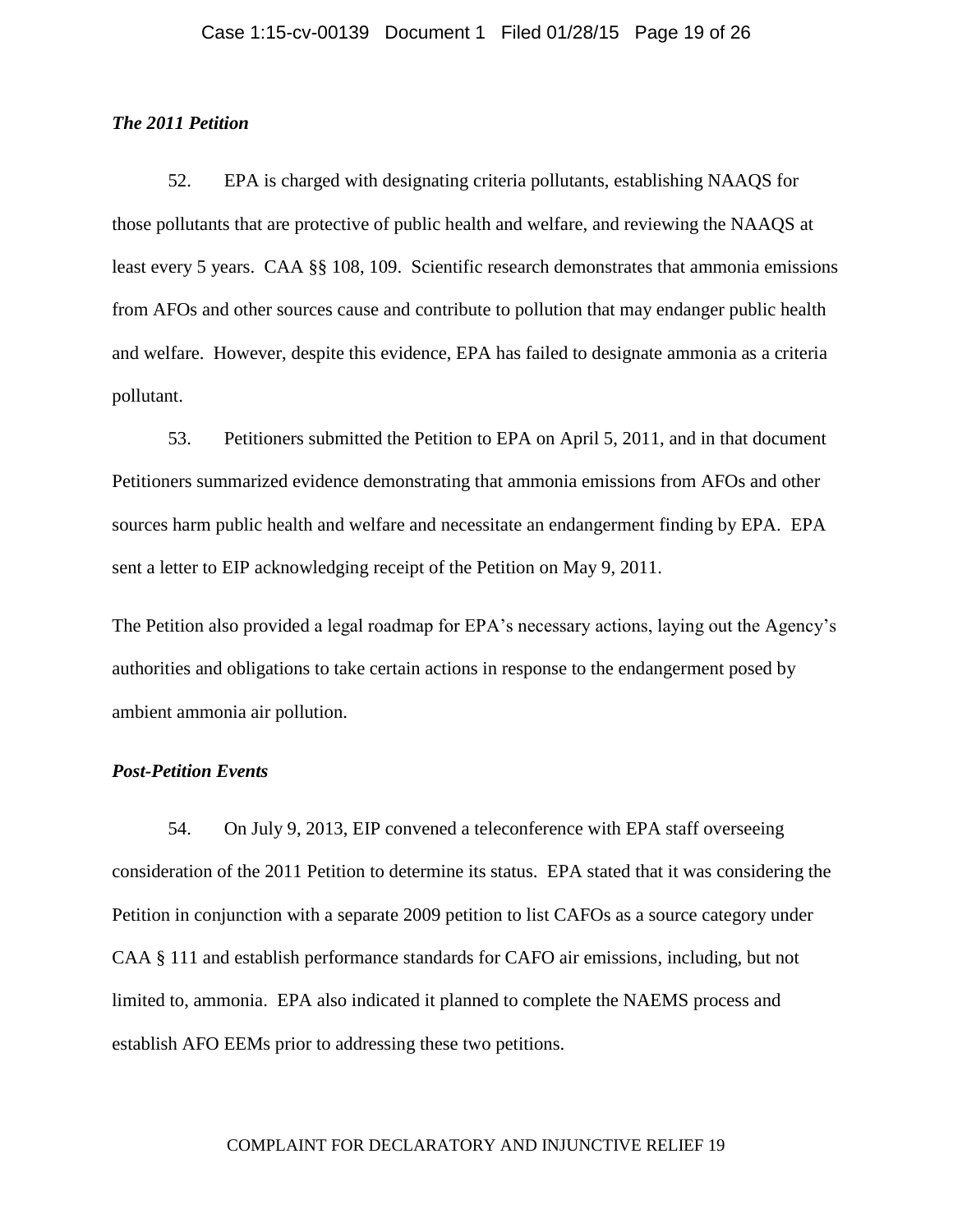*The 2011 Petition*

52. EPA is charged with designating criteria pollutants, establishing NAAQS for those pollutants that are protective of public health and welfare, and reviewing the NAAQS at least every 5 years. CAA §§ 108, 109. Scientific research demonstrates that ammonia emissions from AFOs and other sources cause and contribute to pollution that may endanger public health and welfare. However, despite this evidence, EPA has failed to designate ammonia as a criteria pollutant.

53. Petitioners submitted the Petition to EPA on April 5, 2011, and in that document Petitioners summarized evidence demonstrating that ammonia emissions from AFOs and other sources harm public health and welfare and necessitate an endangerment finding by EPA. EPA sent a letter to EIP acknowledging receipt of the Petition on May 9, 2011.

The Petition also provided a legal roadmap for EPA's necessary actions, laying out the Agency's authorities and obligations to take certain actions in response to the endangerment posed by ambient ammonia air pollution.

*Post-Petition Events*

54. On July 9, 2013, EIP convened a teleconference with EPA staff overseeing consideration of the 2011 Petition to determine its status. EPA stated that it was considering the Petition in conjunction with a separate 2009 petition to list CAFOs as a source category under CAA § 111 and establish performance standards for CAFO air emissions, including, but not limited to, ammonia. EPA also indicated it planned to complete the NAEMS process and establish AFO EEMs prior to addressing these two petitions.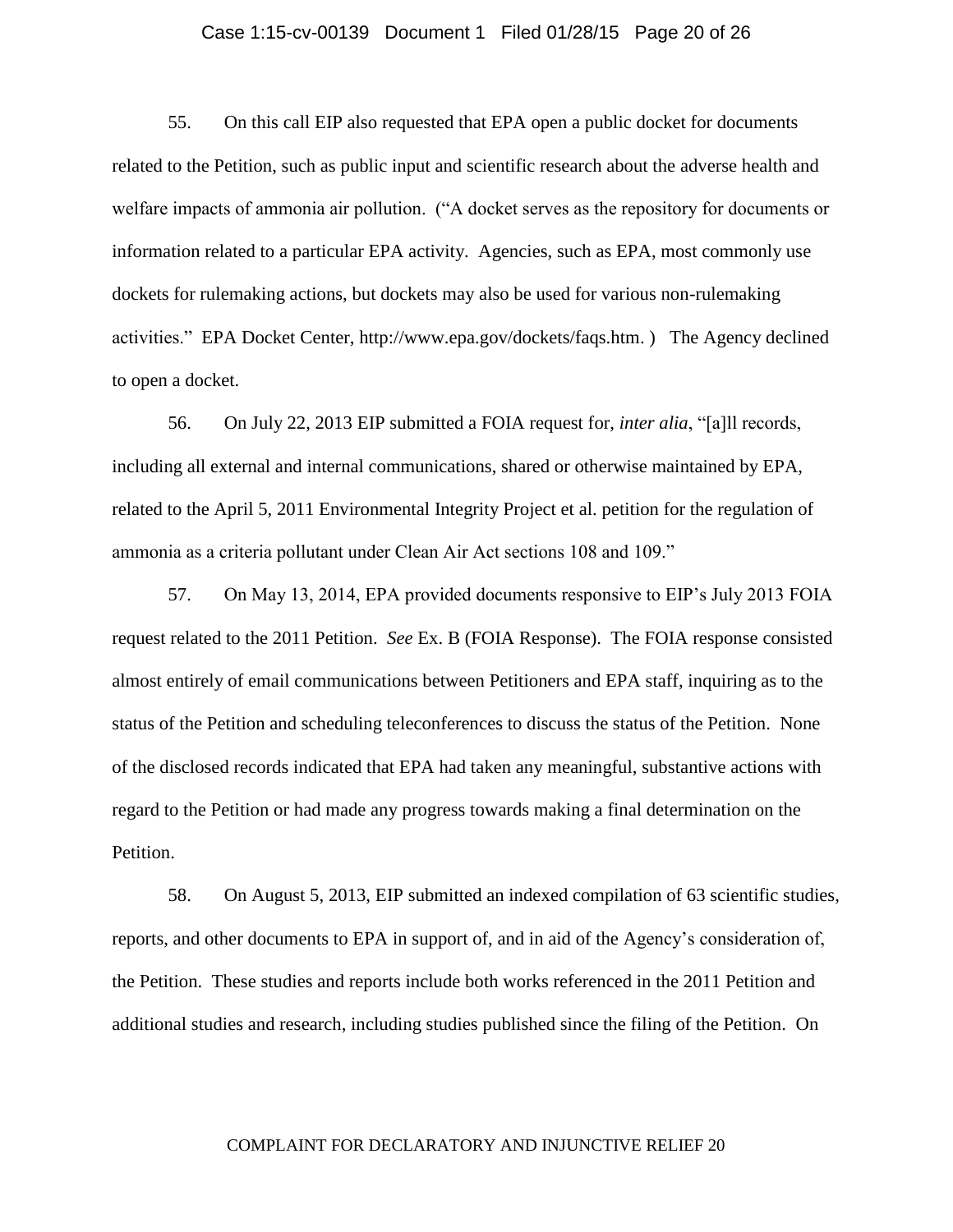55. On this call EIP also requested that EPA open a public docket for documents related to the Petition, such as public input and scientific research about the adverse health and welfare impacts of ammonia air pollution. ("A docket serves as the repository for documents or information related to a particular EPA activity. Agencies, such as EPA, most commonly use dockets for rulemaking actions, but dockets may also be used for various non-rulemaking activities." EPA Docket Center, http://www.epa.gov/dockets/faqs.htm. ) The Agency declined to open a docket.

56. On July 22, 2013 EIP submitted a FOIA request for, *inter alia*, "[a]ll records, including all external and internal communications, shared or otherwise maintained by EPA, related to the April 5, 2011 Environmental Integrity Project et al. petition for the regulation of ammonia as a criteria pollutant under Clean Air Act sections 108 and 109."

57. On May 13, 2014, EPA provided documents responsive to EIP's July 2013 FOIA request related to the 2011 Petition. *See* Ex. B (FOIA Response). The FOIA response consisted almost entirely of email communications between Petitioners and EPA staff, inquiring as to the status of the Petition and scheduling teleconferences to discuss the status of the Petition. None of the disclosed records indicated that EPA had taken any meaningful, substantive actions with regard to the Petition or had made any progress towards making a final determination on the Petition.

58. On August 5, 2013, EIP submitted an indexed compilation of 63 scientific studies, reports, and other documents to EPA in support of, and in aid of the Agency's consideration of, the Petition. These studies and reports include both works referenced in the 2011 Petition and additional studies and research, including studies published since the filing of the Petition. On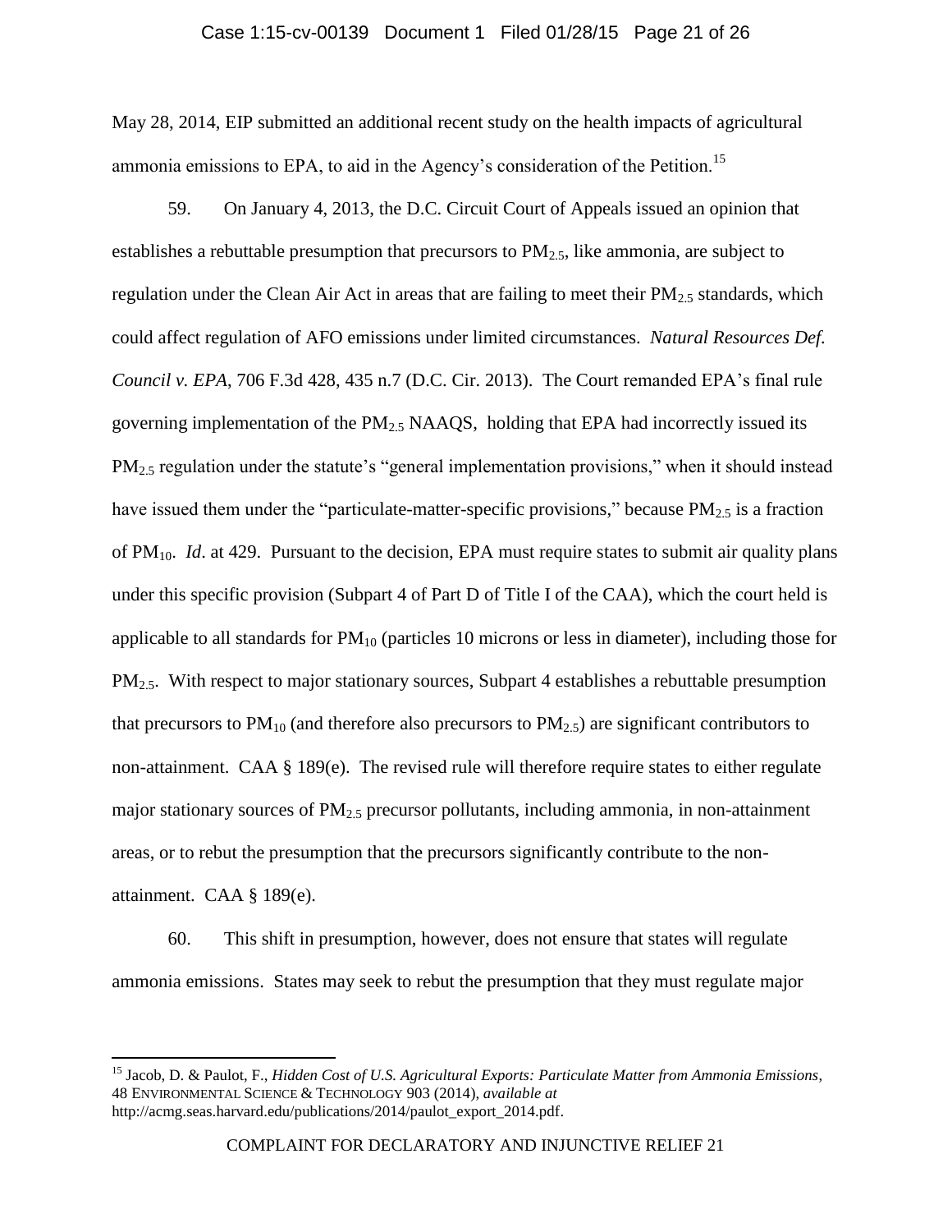May 28, 2014, EIP submitted an additional recent study on the health impacts of agricultural ammonia emissions to EPA, to aid in the Agency's consideration of the Petition.[15]

59. On January 4, 2013, the D.C. Circuit Court of Appeals issued an opinion that establishes a rebuttable presumption that precursors to $PM_{2.5}$, like ammonia, are subject to regulation under the Clean Air Act in areas that are failing to meet their $PM_{2.5}$ standards, which could affect regulation of AFO emissions under limited circumstances. *Natural Resources Def. Council v. EPA*, 706 F.3d 428, 435 n.7 (D.C. Cir. 2013). The Court remanded EPA's final rule governing implementation of the $PM_{2.5}$ NAAQS, holding that EPA had incorrectly issued its $PM_{2.5}$ regulation under the statute's "general implementation provisions," when it should instead have issued them under the "particulate-matter-specific provisions," because $PM_{2.5}$ is a fraction of $PM_{10}$. *Id*. at 429. Pursuant to the decision, EPA must require states to submit air quality plans under this specific provision (Subpart 4 of Part D of Title I of the CAA), which the court held is applicable to all standards for $PM_{10}$ (particles 10 microns or less in diameter), including those for $PM_{2.5}$. With respect to major stationary sources, Subpart 4 establishes a rebuttable presumption that precursors to $PM_{10}$ (and therefore also precursors to $PM_{2.5}$) are significant contributors to non-attainment. CAA § 189(e). The revised rule will therefore require states to either regulate major stationary sources of $PM_{2.5}$ precursor pollutants, including ammonia, in non-attainment areas, or to rebut the presumption that the precursors significantly contribute to the non-attainment. CAA § 189(e).

60. This shift in presumption, however, does not ensure that states will regulate ammonia emissions. States may seek to rebut the presumption that they must regulate major

---

[15] Jacob, D. & Paulot, F., *Hidden Cost of U.S. Agricultural Exports: Particulate Matter from Ammonia Emissions*, 48 ENVIRONMENTAL SCIENCE & TECHNOLOGY 903 (2014), *available at* http://acmg.seas.harvard.edu/publications/2014/paulot_export_2014.pdf.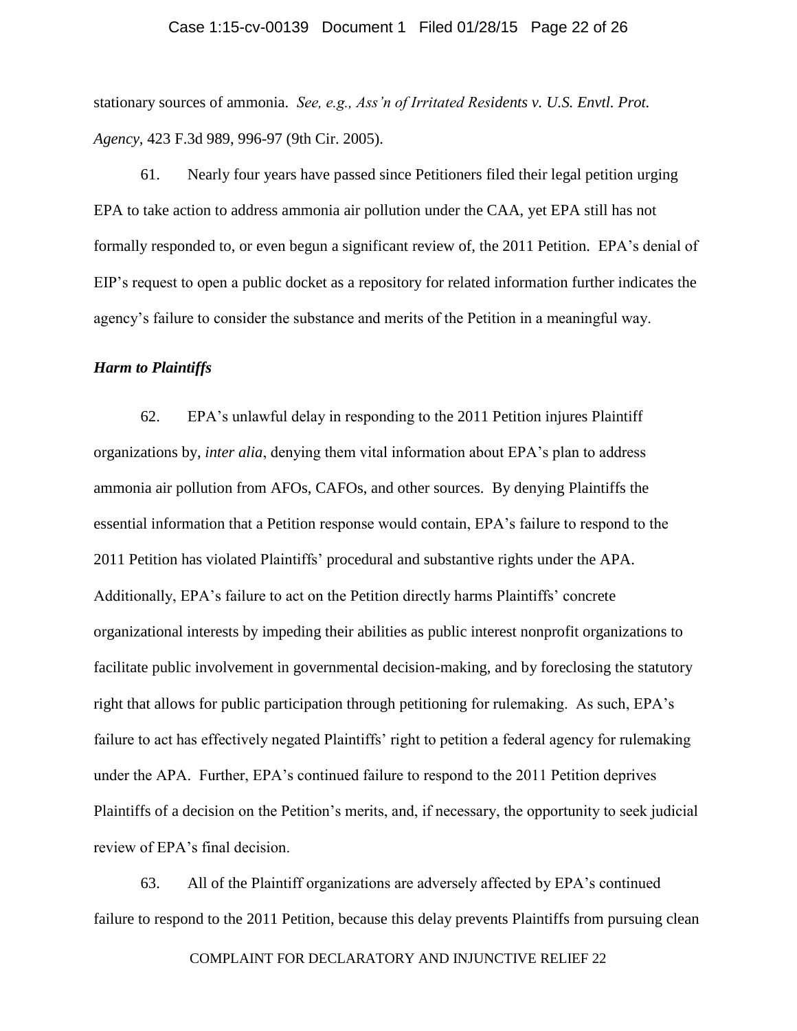stationary sources of ammonia. *See, e.g., Ass'n of Irritated Residents v. U.S. Envtl. Prot. Agency*, 423 F.3d 989, 996-97 (9th Cir. 2005).

61. Nearly four years have passed since Petitioners filed their legal petition urging EPA to take action to address ammonia air pollution under the CAA, yet EPA still has not formally responded to, or even begun a significant review of, the 2011 Petition. EPA's denial of EIP's request to open a public docket as a repository for related information further indicates the agency's failure to consider the substance and merits of the Petition in a meaningful way.

***Harm to Plaintiffs***

62. EPA's unlawful delay in responding to the 2011 Petition injures Plaintiff organizations by, *inter alia*, denying them vital information about EPA's plan to address ammonia air pollution from AFOs, CAFOs, and other sources. By denying Plaintiffs the essential information that a Petition response would contain, EPA's failure to respond to the 2011 Petition has violated Plaintiffs' procedural and substantive rights under the APA. Additionally, EPA's failure to act on the Petition directly harms Plaintiffs' concrete organizational interests by impeding their abilities as public interest nonprofit organizations to facilitate public involvement in governmental decision-making, and by foreclosing the statutory right that allows for public participation through petitioning for rulemaking. As such, EPA's failure to act has effectively negated Plaintiffs' right to petition a federal agency for rulemaking under the APA. Further, EPA's continued failure to respond to the 2011 Petition deprives Plaintiffs of a decision on the Petition's merits, and, if necessary, the opportunity to seek judicial review of EPA's final decision.

63. All of the Plaintiff organizations are adversely affected by EPA's continued failure to respond to the 2011 Petition, because this delay prevents Plaintiffs from pursuing clean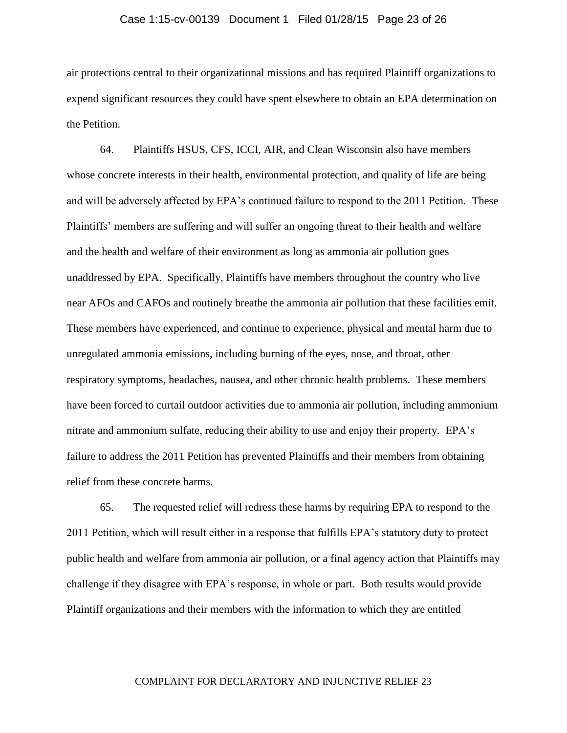air protections central to their organizational missions and has required Plaintiff organizations to expend significant resources they could have spent elsewhere to obtain an EPA determination on the Petition.

64. Plaintiffs HSUS, CFS, ICCI, AIR, and Clean Wisconsin also have members whose concrete interests in their health, environmental protection, and quality of life are being and will be adversely affected by EPA's continued failure to respond to the 2011 Petition. These Plaintiffs' members are suffering and will suffer an ongoing threat to their health and welfare and the health and welfare of their environment as long as ammonia air pollution goes unaddressed by EPA. Specifically, Plaintiffs have members throughout the country who live near AFOs and CAFOs and routinely breathe the ammonia air pollution that these facilities emit. These members have experienced, and continue to experience, physical and mental harm due to unregulated ammonia emissions, including burning of the eyes, nose, and throat, other respiratory symptoms, headaches, nausea, and other chronic health problems. These members have been forced to curtail outdoor activities due to ammonia air pollution, including ammonium nitrate and ammonium sulfate, reducing their ability to use and enjoy their property. EPA's failure to address the 2011 Petition has prevented Plaintiffs and their members from obtaining relief from these concrete harms.

65. The requested relief will redress these harms by requiring EPA to respond to the 2011 Petition, which will result either in a response that fulfills EPA's statutory duty to protect public health and welfare from ammonia air pollution, or a final agency action that Plaintiffs may challenge if they disagree with EPA's response, in whole or part. Both results would provide Plaintiff organizations and their members with the information to which they are entitled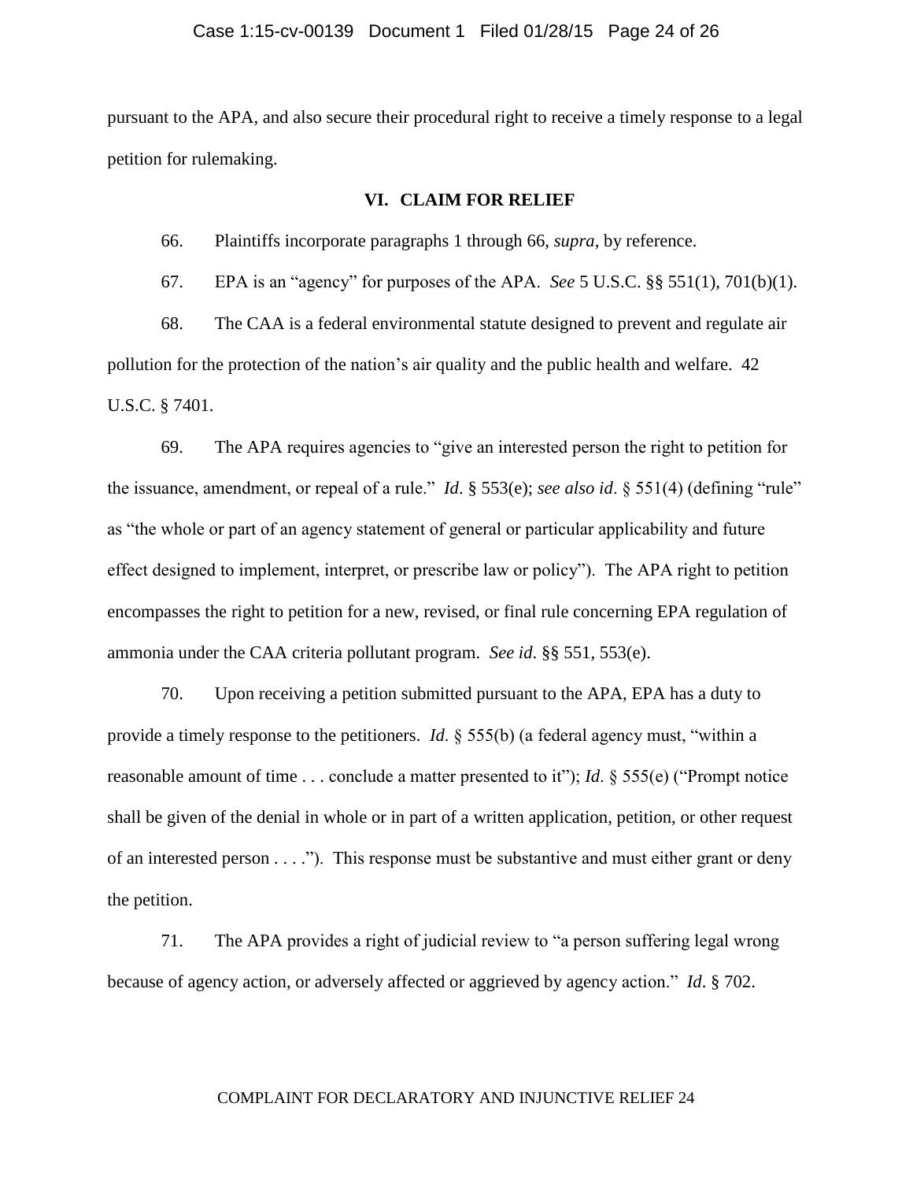pursuant to the APA, and also secure their procedural right to receive a timely response to a legal petition for rulemaking.

## VI. CLAIM FOR RELIEF

66. Plaintiffs incorporate paragraphs 1 through 66, *supra*, by reference.

67. EPA is an "agency" for purposes of the APA. *See* 5 U.S.C. §§ 551(1), 701(b)(1).

68. The CAA is a federal environmental statute designed to prevent and regulate air pollution for the protection of the nation's air quality and the public health and welfare. 42 U.S.C. § 7401.

69. The APA requires agencies to "give an interested person the right to petition for the issuance, amendment, or repeal of a rule." *Id*. § 553(e); *see also id*. § 551(4) (defining "rule" as "the whole or part of an agency statement of general or particular applicability and future effect designed to implement, interpret, or prescribe law or policy"). The APA right to petition encompasses the right to petition for a new, revised, or final rule concerning EPA regulation of ammonia under the CAA criteria pollutant program. *See id*. §§ 551, 553(e).

70. Upon receiving a petition submitted pursuant to the APA, EPA has a duty to provide a timely response to the petitioners. *Id*. § 555(b) (a federal agency must, "within a reasonable amount of time . . . conclude a matter presented to it"); *Id*. § 555(e) ("Prompt notice shall be given of the denial in whole or in part of a written application, petition, or other request of an interested person . . . ."). This response must be substantive and must either grant or deny the petition.

71. The APA provides a right of judicial review to "a person suffering legal wrong because of agency action, or adversely affected or aggrieved by agency action." *Id*. § 702.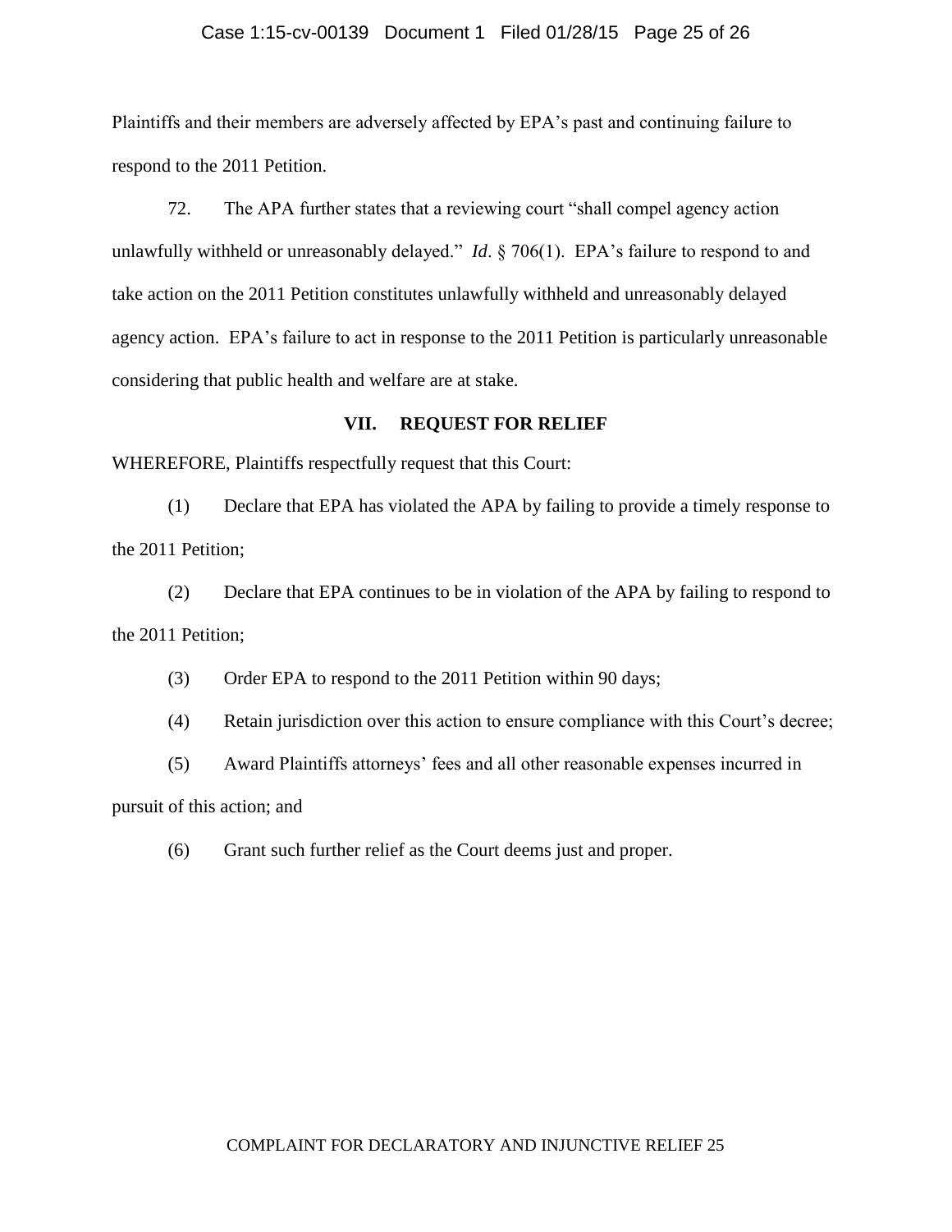Plaintiffs and their members are adversely affected by EPA's past and continuing failure to respond to the 2011 Petition.

72. The APA further states that a reviewing court "shall compel agency action unlawfully withheld or unreasonably delayed." *Id*. § 706(1). EPA's failure to respond to and take action on the 2011 Petition constitutes unlawfully withheld and unreasonably delayed agency action. EPA's failure to act in response to the 2011 Petition is particularly unreasonable considering that public health and welfare are at stake.

## VII. REQUEST FOR RELIEF

WHEREFORE, Plaintiffs respectfully request that this Court:

(1) Declare that EPA has violated the APA by failing to provide a timely response to the 2011 Petition;

(2) Declare that EPA continues to be in violation of the APA by failing to respond to the 2011 Petition;

(3) Order EPA to respond to the 2011 Petition within 90 days;

(4) Retain jurisdiction over this action to ensure compliance with this Court's decree;

(5) Award Plaintiffs attorneys' fees and all other reasonable expenses incurred in pursuit of this action; and

(6) Grant such further relief as the Court deems just and proper.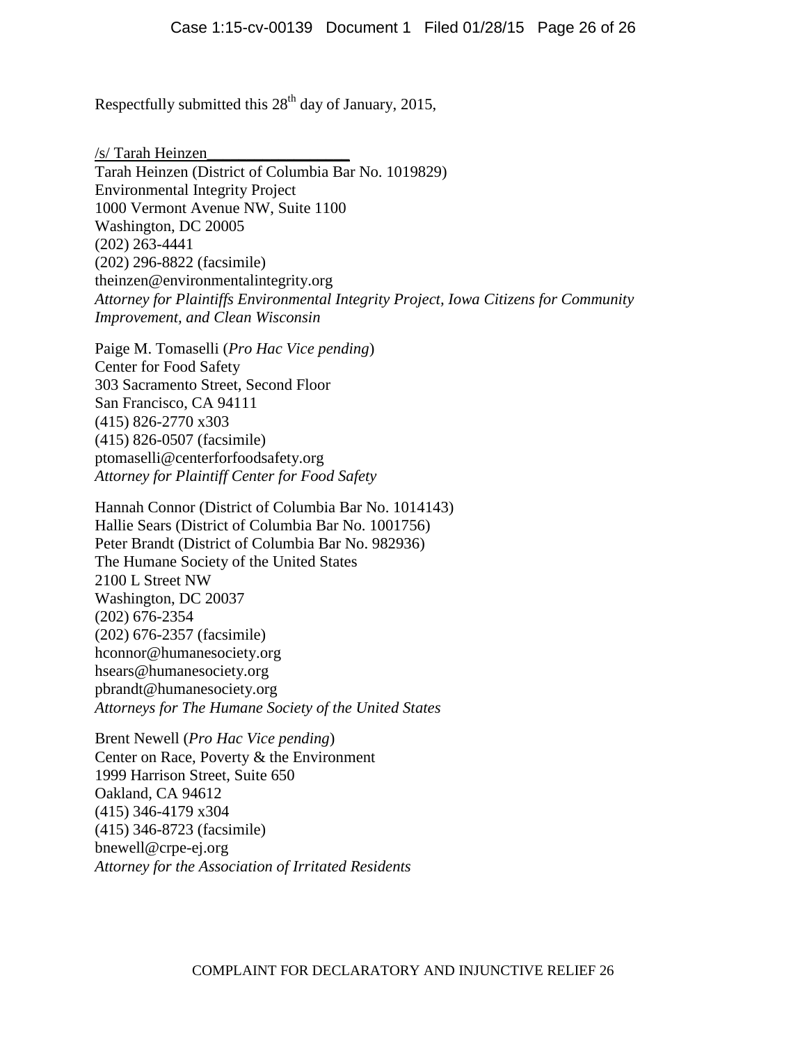Respectfully submitted this 28th day of January, 2015,

/s/ Tarah Heinzen___________________
Tarah Heinzen (District of Columbia Bar No. 1019829)
Environmental Integrity Project
1000 Vermont Avenue NW, Suite 1100
Washington, DC 20005
(202) 263-4441
(202) 296-8822 (facsimile)
theinzen@environmentalintegrity.org
*Attorney for Plaintiffs Environmental Integrity Project, Iowa Citizens for Community Improvement, and Clean Wisconsin*

Paige M. Tomaselli (*Pro Hac Vice pending*)
Center for Food Safety
303 Sacramento Street, Second Floor
San Francisco, CA 94111
(415) 826-2770 x303
(415) 826-0507 (facsimile)
ptomaselli@centerforfoodsafety.org
*Attorney for Plaintiff Center for Food Safety*

Hannah Connor (District of Columbia Bar No. 1014143)
Hallie Sears (District of Columbia Bar No. 1001756)
Peter Brandt (District of Columbia Bar No. 982936)
The Humane Society of the United States
2100 L Street NW
Washington, DC 20037
(202) 676-2354
(202) 676-2357 (facsimile)
hconnor@humanesociety.org
hsears@humanesociety.org
pbrandt@humanesociety.org
*Attorneys for The Humane Society of the United States*

Brent Newell (*Pro Hac Vice pending*)
Center on Race, Poverty & the Environment
1999 Harrison Street, Suite 650
Oakland, CA 94612
(415) 346-4179 x304
(415) 346-8723 (facsimile)
bnewell@crpe-ej.org
*Attorney for the Association of Irritated Residents*

COMPLAINT FOR DECLARATORY AND INJUNCTIVE RELIEF 26